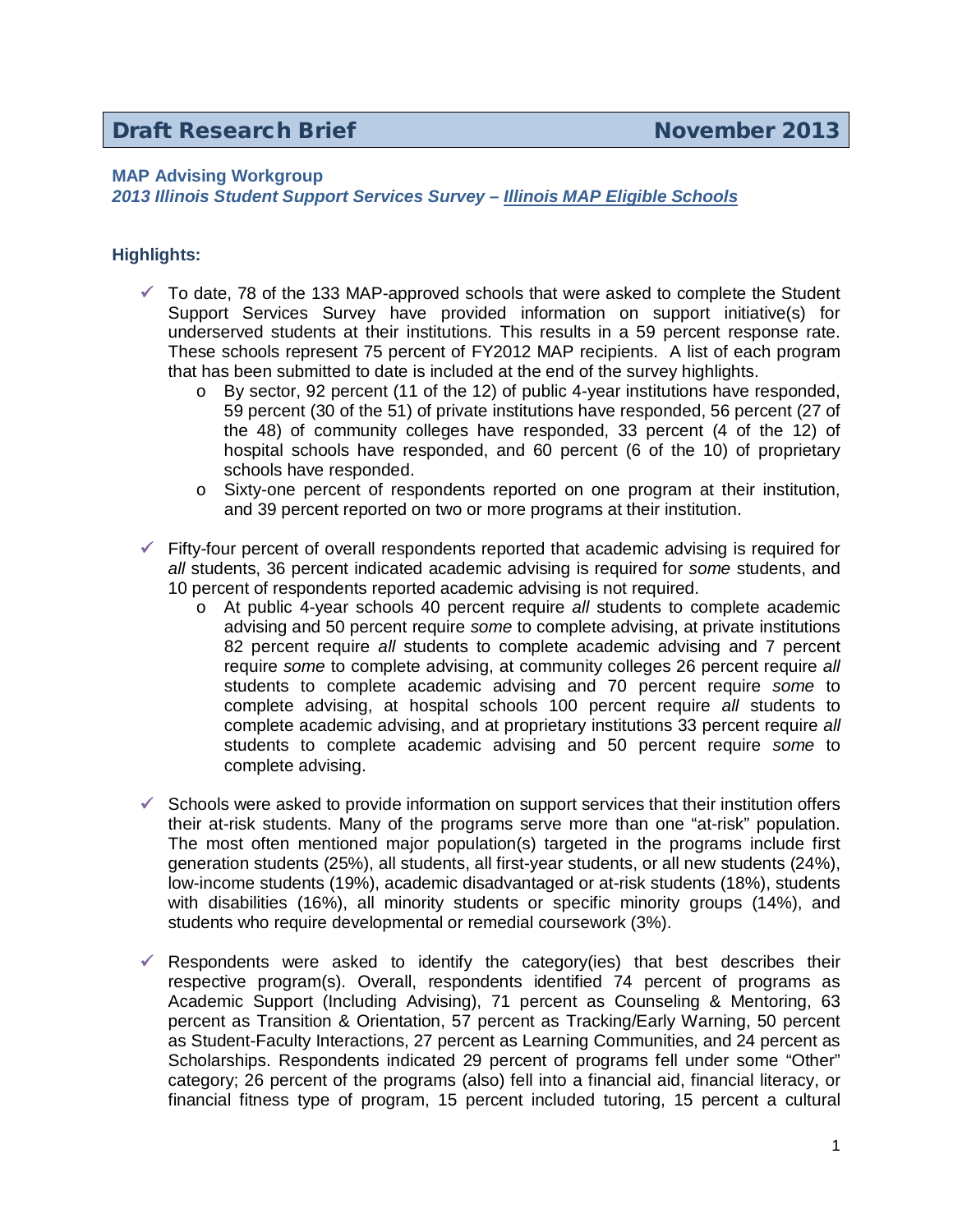# Draft Research Brief November 2013

**MAP Advising Workgroup**
***2013 Illinois Student Support Services Survey – Illinois MAP Eligible Schools***

**Highlights:**

- ✓ To date, 78 of the 133 MAP-approved schools that were asked to complete the Student Support Services Survey have provided information on support initiative(s) for underserved students at their institutions. This results in a 59 percent response rate. These schools represent 75 percent of FY2012 MAP recipients. A list of each program that has been submitted to date is included at the end of the survey highlights.
  - o By sector, 92 percent (11 of the 12) of public 4-year institutions have responded, 59 percent (30 of the 51) of private institutions have responded, 56 percent (27 of the 48) of community colleges have responded, 33 percent (4 of the 12) of hospital schools have responded, and 60 percent (6 of the 10) of proprietary schools have responded.
  - o Sixty-one percent of respondents reported on one program at their institution, and 39 percent reported on two or more programs at their institution.

- ✓ Fifty-four percent of overall respondents reported that academic advising is required for *all* students, 36 percent indicated academic advising is required for *some* students, and 10 percent of respondents reported academic advising is not required.
  - o At public 4-year schools 40 percent require *all* students to complete academic advising and 50 percent require *some* to complete advising, at private institutions 82 percent require *all* students to complete academic advising and 7 percent require *some* to complete advising, at community colleges 26 percent require *all* students to complete academic advising and 70 percent require *some* to complete advising, at hospital schools 100 percent require *all* students to complete academic advising, and at proprietary institutions 33 percent require *all* students to complete academic advising and 50 percent require *some* to complete advising.

- ✓ Schools were asked to provide information on support services that their institution offers their at-risk students. Many of the programs serve more than one "at-risk" population. The most often mentioned major population(s) targeted in the programs include first generation students (25%), all students, all first-year students, or all new students (24%), low-income students (19%), academic disadvantaged or at-risk students (18%), students with disabilities (16%), all minority students or specific minority groups (14%), and students who require developmental or remedial coursework (3%).

- ✓ Respondents were asked to identify the category(ies) that best describes their respective program(s). Overall, respondents identified 74 percent of programs as Academic Support (Including Advising), 71 percent as Counseling & Mentoring, 63 percent as Transition & Orientation, 57 percent as Tracking/Early Warning, 50 percent as Student-Faculty Interactions, 27 percent as Learning Communities, and 24 percent as Scholarships. Respondents indicated 29 percent of programs fell under some "Other" category; 26 percent of the programs (also) fell into a financial aid, financial literacy, or financial fitness type of program, 15 percent included tutoring, 15 percent a cultural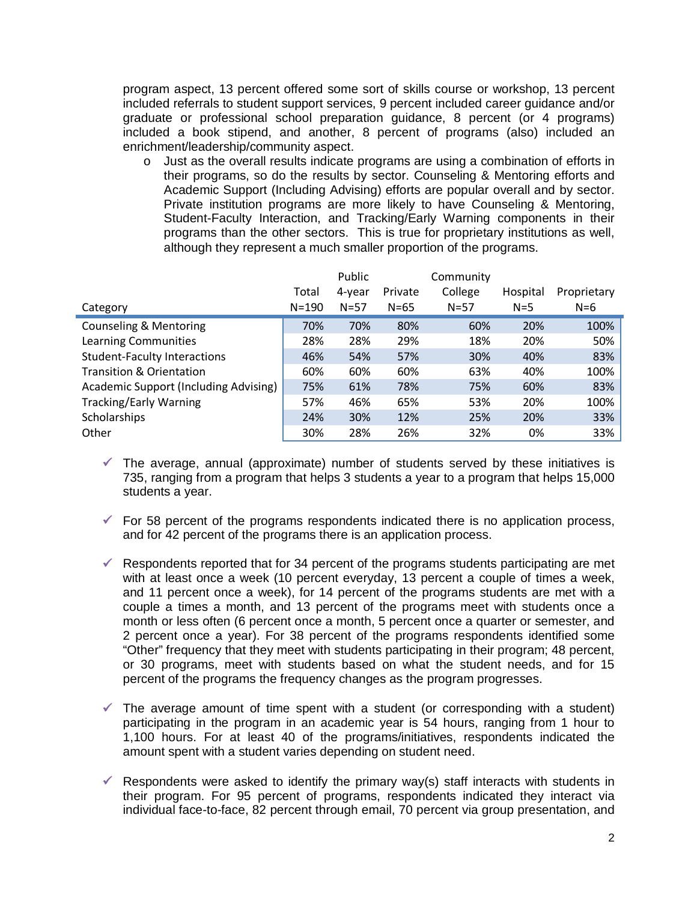program aspect, 13 percent offered some sort of skills course or workshop, 13 percent included referrals to student support services, 9 percent included career guidance and/or graduate or professional school preparation guidance, 8 percent (or 4 programs) included a book stipend, and another, 8 percent of programs (also) included an enrichment/leadership/community aspect.

- Just as the overall results indicate programs are using a combination of efforts in their programs, so do the results by sector. Counseling & Mentoring efforts and Academic Support (Including Advising) efforts are popular overall and by sector. Private institution programs are more likely to have Counseling & Mentoring, Student-Faculty Interaction, and Tracking/Early Warning components in their programs than the other sectors. This is true for proprietary institutions as well, although they represent a much smaller proportion of the programs.

| Category | Total N=190 | Public 4-year N=57 | Private N=65 | Community College N=57 | Hospital N=5 | Proprietary N=6 |
|---|---|---|---|---|---|---|
| Counseling & Mentoring | 70% | 70% | 80% | 60% | 20% | 100% |
| Learning Communities | 28% | 28% | 29% | 18% | 20% | 50% |
| Student-Faculty Interactions | 46% | 54% | 57% | 30% | 40% | 83% |
| Transition & Orientation | 60% | 60% | 60% | 63% | 40% | 100% |
| Academic Support (Including Advising) | 75% | 61% | 78% | 75% | 60% | 83% |
| Tracking/Early Warning | 57% | 46% | 65% | 53% | 20% | 100% |
| Scholarships | 24% | 30% | 12% | 25% | 20% | 33% |
| Other | 30% | 28% | 26% | 32% | 0% | 33% |

- ✓ The average, annual (approximate) number of students served by these initiatives is 735, ranging from a program that helps 3 students a year to a program that helps 15,000 students a year.

- ✓ For 58 percent of the programs respondents indicated there is no application process, and for 42 percent of the programs there is an application process.

- ✓ Respondents reported that for 34 percent of the programs students participating are met with at least once a week (10 percent everyday, 13 percent a couple of times a week, and 11 percent once a week), for 14 percent of the programs students are met with a couple a times a month, and 13 percent of the programs meet with students once a month or less often (6 percent once a month, 5 percent once a quarter or semester, and 2 percent once a year). For 38 percent of the programs respondents identified some "Other" frequency that they meet with students participating in their program; 48 percent, or 30 programs, meet with students based on what the student needs, and for 15 percent of the programs the frequency changes as the program progresses.

- ✓ The average amount of time spent with a student (or corresponding with a student) participating in the program in an academic year is 54 hours, ranging from 1 hour to 1,100 hours. For at least 40 of the programs/initiatives, respondents indicated the amount spent with a student varies depending on student need.

- ✓ Respondents were asked to identify the primary way(s) staff interacts with students in their program. For 95 percent of programs, respondents indicated they interact via individual face-to-face, 82 percent through email, 70 percent via group presentation, and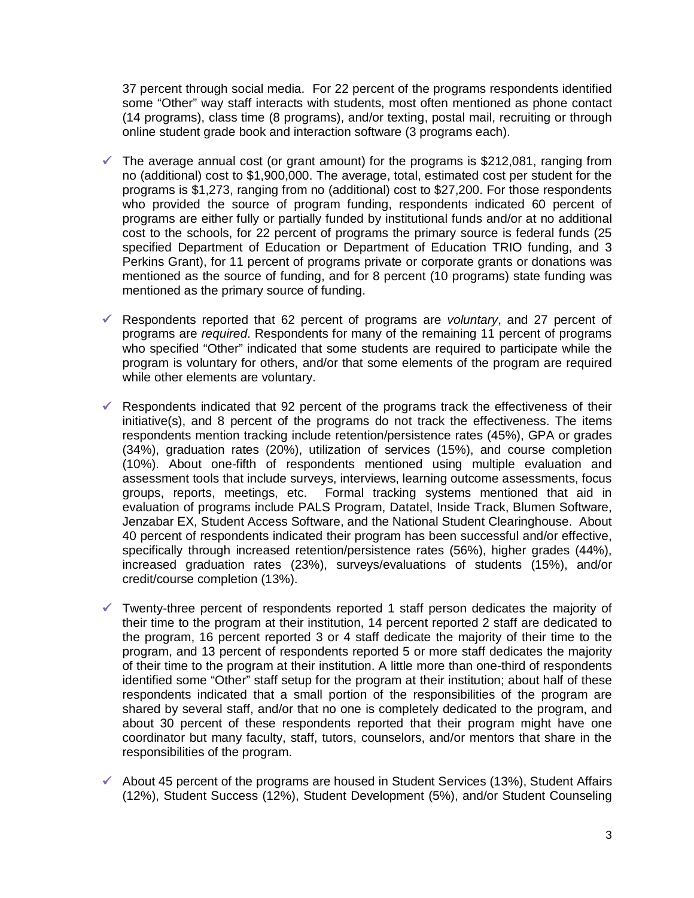37 percent through social media. For 22 percent of the programs respondents identified some "Other" way staff interacts with students, most often mentioned as phone contact (14 programs), class time (8 programs), and/or texting, postal mail, recruiting or through online student grade book and interaction software (3 programs each).

- ✓ The average annual cost (or grant amount) for the programs is $212,081, ranging from no (additional) cost to $1,900,000. The average, total, estimated cost per student for the programs is $1,273, ranging from no (additional) cost to $27,200. For those respondents who provided the source of program funding, respondents indicated 60 percent of programs are either fully or partially funded by institutional funds and/or at no additional cost to the schools, for 22 percent of programs the primary source is federal funds (25 specified Department of Education or Department of Education TRIO funding, and 3 Perkins Grant), for 11 percent of programs private or corporate grants or donations was mentioned as the source of funding, and for 8 percent (10 programs) state funding was mentioned as the primary source of funding.

- ✓ Respondents reported that 62 percent of programs are *voluntary*, and 27 percent of programs are *required*. Respondents for many of the remaining 11 percent of programs who specified "Other" indicated that some students are required to participate while the program is voluntary for others, and/or that some elements of the program are required while other elements are voluntary.

- ✓ Respondents indicated that 92 percent of the programs track the effectiveness of their initiative(s), and 8 percent of the programs do not track the effectiveness. The items respondents mention tracking include retention/persistence rates (45%), GPA or grades (34%), graduation rates (20%), utilization of services (15%), and course completion (10%). About one-fifth of respondents mentioned using multiple evaluation and assessment tools that include surveys, interviews, learning outcome assessments, focus groups, reports, meetings, etc. Formal tracking systems mentioned that aid in evaluation of programs include PALS Program, Datatel, Inside Track, Blumen Software, Jenzabar EX, Student Access Software, and the National Student Clearinghouse. About 40 percent of respondents indicated their program has been successful and/or effective, specifically through increased retention/persistence rates (56%), higher grades (44%), increased graduation rates (23%), surveys/evaluations of students (15%), and/or credit/course completion (13%).

- ✓ Twenty-three percent of respondents reported 1 staff person dedicates the majority of their time to the program at their institution, 14 percent reported 2 staff are dedicated to the program, 16 percent reported 3 or 4 staff dedicate the majority of their time to the program, and 13 percent of respondents reported 5 or more staff dedicates the majority of their time to the program at their institution. A little more than one-third of respondents identified some "Other" staff setup for the program at their institution; about half of these respondents indicated that a small portion of the responsibilities of the program are shared by several staff, and/or that no one is completely dedicated to the program, and about 30 percent of these respondents reported that their program might have one coordinator but many faculty, staff, tutors, counselors, and/or mentors that share in the responsibilities of the program.

- ✓ About 45 percent of the programs are housed in Student Services (13%), Student Affairs (12%), Student Success (12%), Student Development (5%), and/or Student Counseling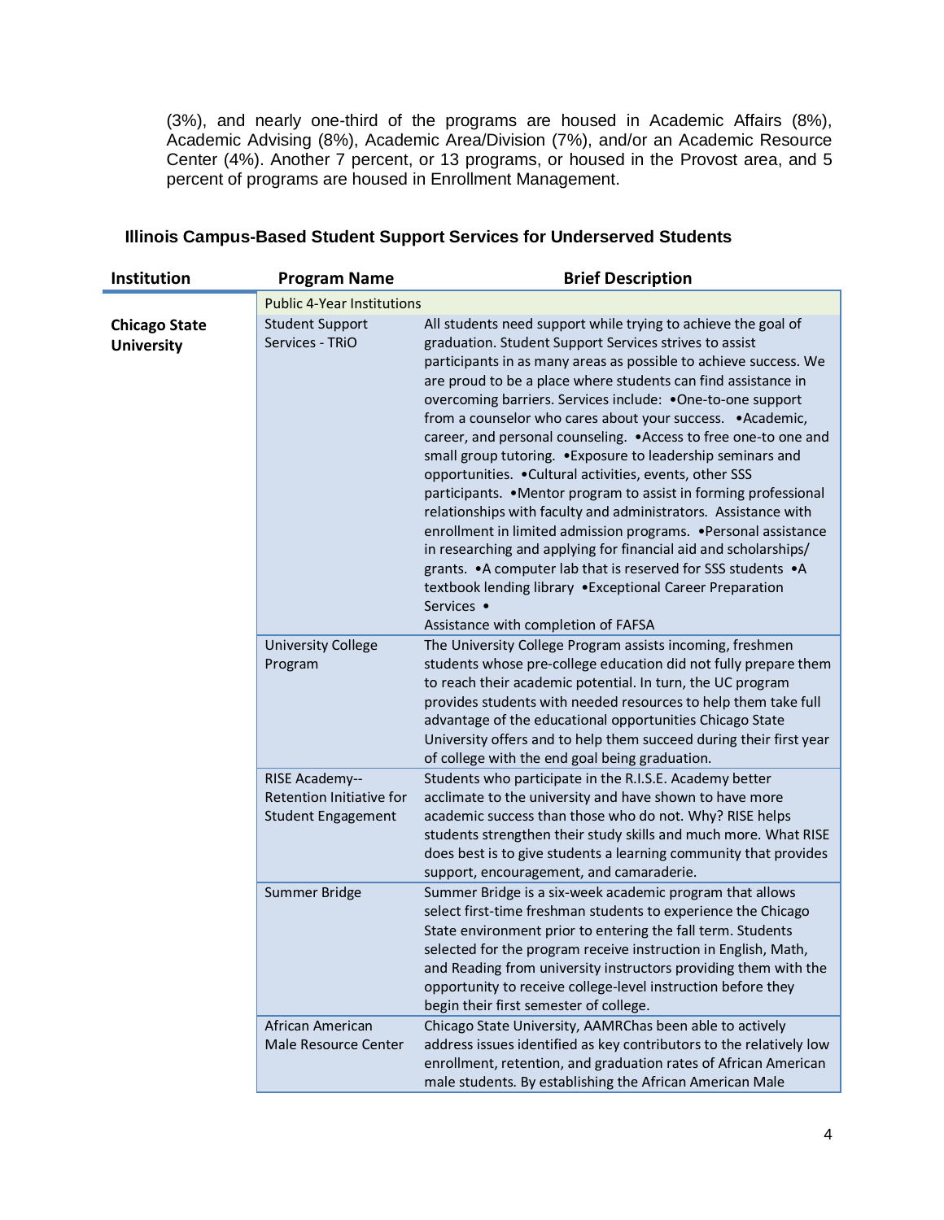(3%), and nearly one-third of the programs are housed in Academic Affairs (8%), Academic Advising (8%), Academic Area/Division (7%), and/or an Academic Resource Center (4%). Another 7 percent, or 13 programs, or housed in the Provost area, and 5 percent of programs are housed in Enrollment Management.

### Illinois Campus-Based Student Support Services for Underserved Students

| Institution | Program Name | Brief Description |
|---|---|---|
| | Public 4-Year Institutions | |
| **Chicago State University** | Student Support Services - TRiO | All students need support while trying to achieve the goal of graduation. Student Support Services strives to assist participants in as many areas as possible to achieve success. We are proud to be a place where students can find assistance in overcoming barriers. Services include: •One-to-one support from a counselor who cares about your success. •Academic, career, and personal counseling. •Access to free one-to one and small group tutoring. •Exposure to leadership seminars and opportunities. •Cultural activities, events, other SSS participants. •Mentor program to assist in forming professional relationships with faculty and administrators. Assistance with enrollment in limited admission programs. •Personal assistance in researching and applying for financial aid and scholarships/ grants. •A computer lab that is reserved for SSS students •A textbook lending library •Exceptional Career Preparation Services • Assistance with completion of FAFSA |
| | University College Program | The University College Program assists incoming, freshmen students whose pre-college education did not fully prepare them to reach their academic potential. In turn, the UC program provides students with needed resources to help them take full advantage of the educational opportunities Chicago State University offers and to help them succeed during their first year of college with the end goal being graduation. |
| | RISE Academy--Retention Initiative for Student Engagement | Students who participate in the R.I.S.E. Academy better acclimate to the university and have shown to have more academic success than those who do not. Why? RISE helps students strengthen their study skills and much more. What RISE does best is to give students a learning community that provides support, encouragement, and camaraderie. |
| | Summer Bridge | Summer Bridge is a six-week academic program that allows select first-time freshman students to experience the Chicago State environment prior to entering the fall term. Students selected for the program receive instruction in English, Math, and Reading from university instructors providing them with the opportunity to receive college-level instruction before they begin their first semester of college. |
| | African American Male Resource Center | Chicago State University, AAMRChas been able to actively address issues identified as key contributors to the relatively low enrollment, retention, and graduation rates of African American male students. By establishing the African American Male |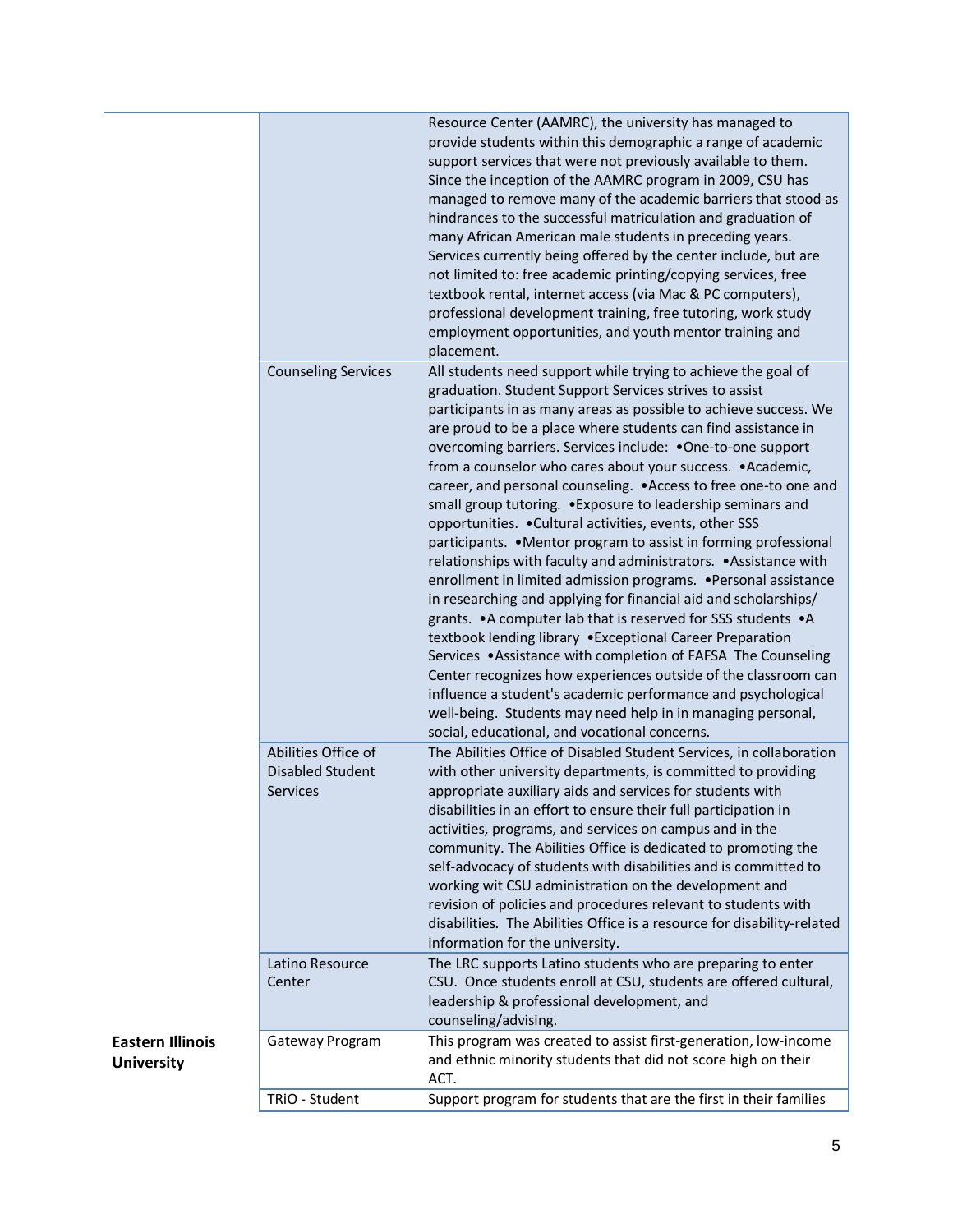| | | |
|---|---|---|
| | | Resource Center (AAMRC), the university has managed to provide students within this demographic a range of academic support services that were not previously available to them. Since the inception of the AAMRC program in 2009, CSU has managed to remove many of the academic barriers that stood as hindrances to the successful matriculation and graduation of many African American male students in preceding years. Services currently being offered by the center include, but are not limited to: free academic printing/copying services, free textbook rental, internet access (via Mac & PC computers), professional development training, free tutoring, work study employment opportunities, and youth mentor training and placement. |
| | Counseling Services | All students need support while trying to achieve the goal of graduation. Student Support Services strives to assist participants in as many areas as possible to achieve success. We are proud to be a place where students can find assistance in overcoming barriers. Services include: •One-to-one support from a counselor who cares about your success. •Academic, career, and personal counseling. •Access to free one-to one and small group tutoring. •Exposure to leadership seminars and opportunities. •Cultural activities, events, other SSS participants. •Mentor program to assist in forming professional relationships with faculty and administrators. •Assistance with enrollment in limited admission programs. •Personal assistance in researching and applying for financial aid and scholarships/ grants. •A computer lab that is reserved for SSS students •A textbook lending library •Exceptional Career Preparation Services •Assistance with completion of FAFSA The Counseling Center recognizes how experiences outside of the classroom can influence a student's academic performance and psychological well-being. Students may need help in in managing personal, social, educational, and vocational concerns. |
| | Abilities Office of Disabled Student Services | The Abilities Office of Disabled Student Services, in collaboration with other university departments, is committed to providing appropriate auxiliary aids and services for students with disabilities in an effort to ensure their full participation in activities, programs, and services on campus and in the community. The Abilities Office is dedicated to promoting the self-advocacy of students with disabilities and is committed to working wit CSU administration on the development and revision of policies and procedures relevant to students with disabilities. The Abilities Office is a resource for disability-related information for the university. |
| | Latino Resource Center | The LRC supports Latino students who are preparing to enter CSU. Once students enroll at CSU, students are offered cultural, leadership & professional development, and counseling/advising. |
| **Eastern Illinois University** | Gateway Program | This program was created to assist first-generation, low-income and ethnic minority students that did not score high on their ACT. |
| | TRiO - Student | Support program for students that are the first in their families |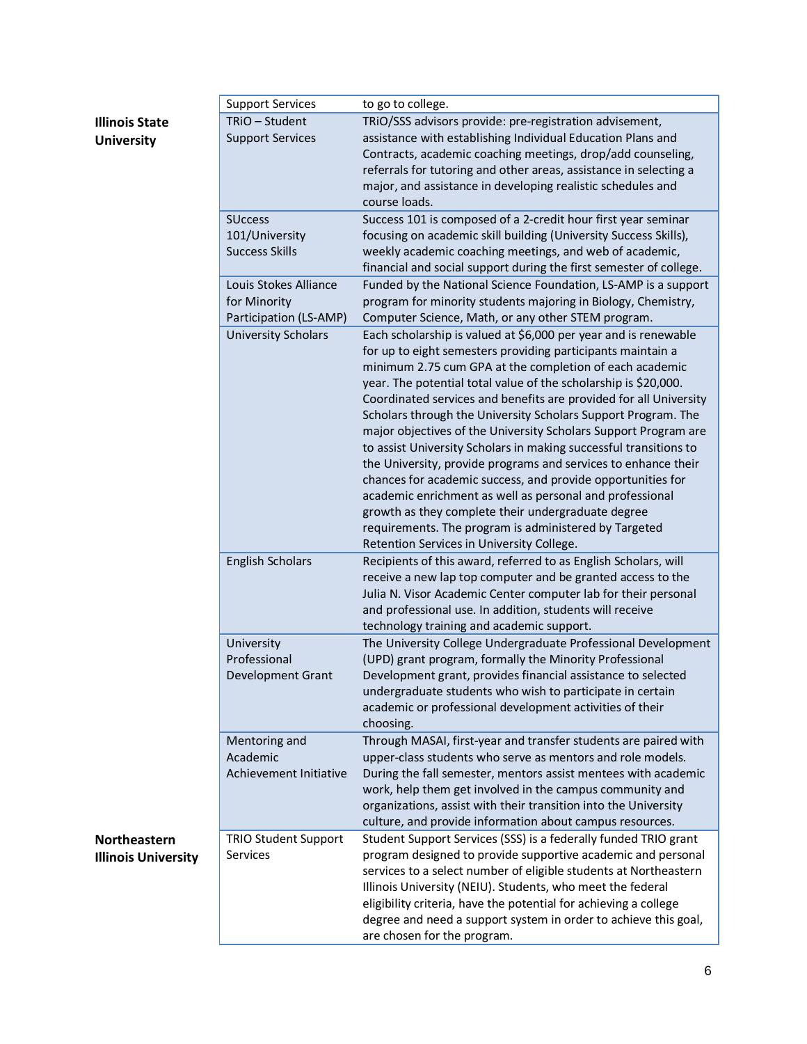| | | |
|---|---|---|
| | Support Services | to go to college. |
| **Illinois State University** | TRiO – Student Support Services | TRiO/SSS advisors provide: pre-registration advisement, assistance with establishing Individual Education Plans and Contracts, academic coaching meetings, drop/add counseling, referrals for tutoring and other areas, assistance in selecting a major, and assistance in developing realistic schedules and course loads. |
| | SUccess 101/University Success Skills | Success 101 is composed of a 2-credit hour first year seminar focusing on academic skill building (University Success Skills), weekly academic coaching meetings, and web of academic, financial and social support during the first semester of college. |
| | Louis Stokes Alliance for Minority Participation (LS-AMP) | Funded by the National Science Foundation, LS-AMP is a support program for minority students majoring in Biology, Chemistry, Computer Science, Math, or any other STEM program. |
| | University Scholars | Each scholarship is valued at $6,000 per year and is renewable for up to eight semesters providing participants maintain a minimum 2.75 cum GPA at the completion of each academic year. The potential total value of the scholarship is $20,000. Coordinated services and benefits are provided for all University Scholars through the University Scholars Support Program. The major objectives of the University Scholars Support Program are to assist University Scholars in making successful transitions to the University, provide programs and services to enhance their chances for academic success, and provide opportunities for academic enrichment as well as personal and professional growth as they complete their undergraduate degree requirements. The program is administered by Targeted Retention Services in University College. |
| | English Scholars | Recipients of this award, referred to as English Scholars, will receive a new lap top computer and be granted access to the Julia N. Visor Academic Center computer lab for their personal and professional use. In addition, students will receive technology training and academic support. |
| | University Professional Development Grant | The University College Undergraduate Professional Development (UPD) grant program, formally the Minority Professional Development grant, provides financial assistance to selected undergraduate students who wish to participate in certain academic or professional development activities of their choosing. |
| | Mentoring and Academic Achievement Initiative | Through MASAI, first-year and transfer students are paired with upper-class students who serve as mentors and role models. During the fall semester, mentors assist mentees with academic work, help them get involved in the campus community and organizations, assist with their transition into the University culture, and provide information about campus resources. |
| **Northeastern Illinois University** | TRIO Student Support Services | Student Support Services (SSS) is a federally funded TRIO grant program designed to provide supportive academic and personal services to a select number of eligible students at Northeastern Illinois University (NEIU). Students, who meet the federal eligibility criteria, have the potential for achieving a college degree and need a support system in order to achieve this goal, are chosen for the program. |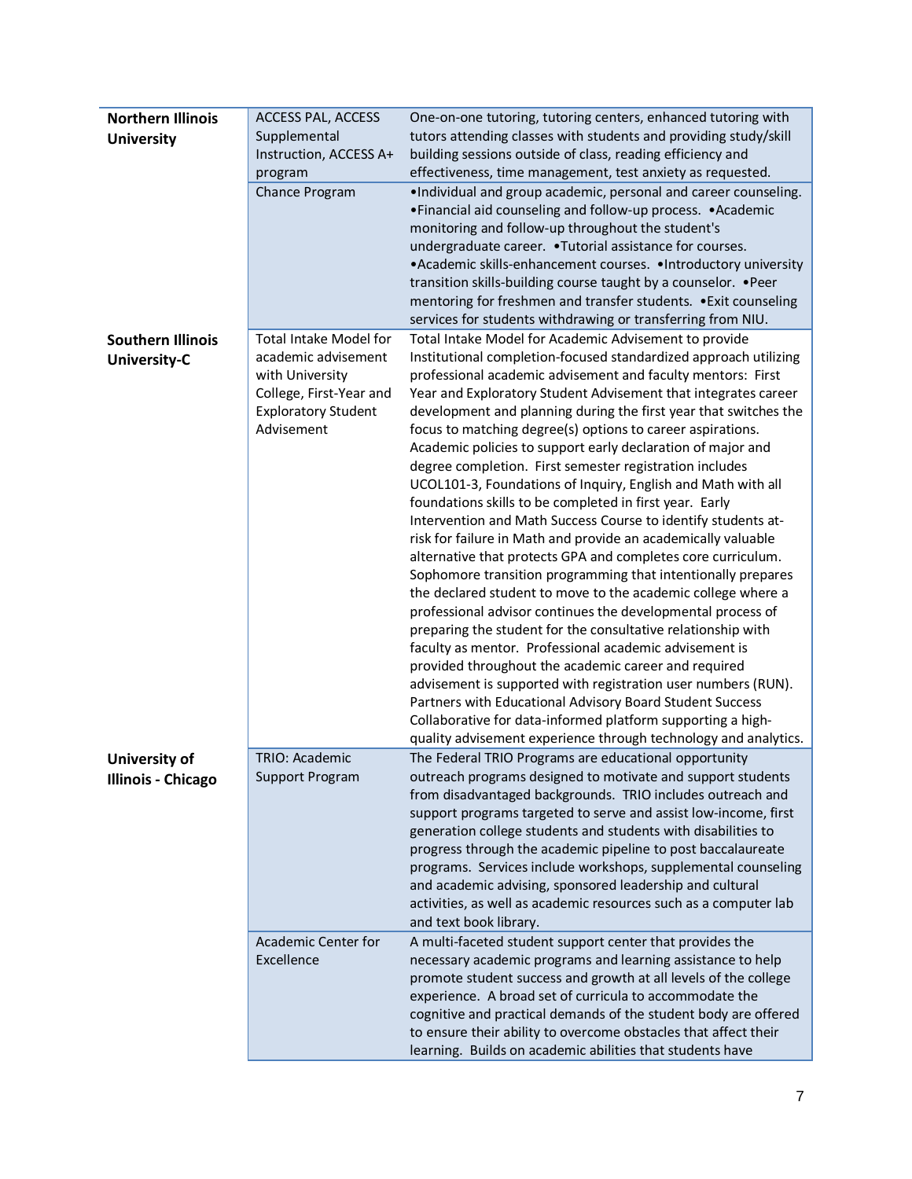| | | |
|---|---|---|
| **Northern Illinois University** | ACCESS PAL, ACCESS Supplemental Instruction, ACCESS A+ program | One-on-one tutoring, tutoring centers, enhanced tutoring with tutors attending classes with students and providing study/skill building sessions outside of class, reading efficiency and effectiveness, time management, test anxiety as requested. |
| | Chance Program | •Individual and group academic, personal and career counseling. •Financial aid counseling and follow-up process. •Academic monitoring and follow-up throughout the student's undergraduate career. •Tutorial assistance for courses. •Academic skills-enhancement courses. •Introductory university transition skills-building course taught by a counselor. •Peer mentoring for freshmen and transfer students. •Exit counseling services for students withdrawing or transferring from NIU. |
| **Southern Illinois University-C** | Total Intake Model for academic advisement with University College, First-Year and Exploratory Student Advisement | Total Intake Model for Academic Advisement to provide Institutional completion-focused standardized approach utilizing professional academic advisement and faculty mentors: First Year and Exploratory Student Advisement that integrates career development and planning during the first year that switches the focus to matching degree(s) options to career aspirations. Academic policies to support early declaration of major and degree completion. First semester registration includes UCOL101-3, Foundations of Inquiry, English and Math with all foundations skills to be completed in first year. Early Intervention and Math Success Course to identify students at-risk for failure in Math and provide an academically valuable alternative that protects GPA and completes core curriculum. Sophomore transition programming that intentionally prepares the declared student to move to the academic college where a professional advisor continues the developmental process of preparing the student for the consultative relationship with faculty as mentor. Professional academic advisement is provided throughout the academic career and required advisement is supported with registration user numbers (RUN). Partners with Educational Advisory Board Student Success Collaborative for data-informed platform supporting a high-quality advisement experience through technology and analytics. |
| **University of Illinois - Chicago** | TRIO: Academic Support Program | The Federal TRIO Programs are educational opportunity outreach programs designed to motivate and support students from disadvantaged backgrounds. TRIO includes outreach and support programs targeted to serve and assist low-income, first generation college students and students with disabilities to progress through the academic pipeline to post baccalaureate programs. Services include workshops, supplemental counseling and academic advising, sponsored leadership and cultural activities, as well as academic resources such a computer lab and text book library. |
| | Academic Center for Excellence | A multi-faceted student support center that provides the necessary academic programs and learning assistance to help promote student success and growth at all levels of the college experience. A broad set of curricula to accommodate the cognitive and practical demands of the student body are offered to ensure their ability to overcome obstacles that affect their learning. Builds on academic abilities that students have |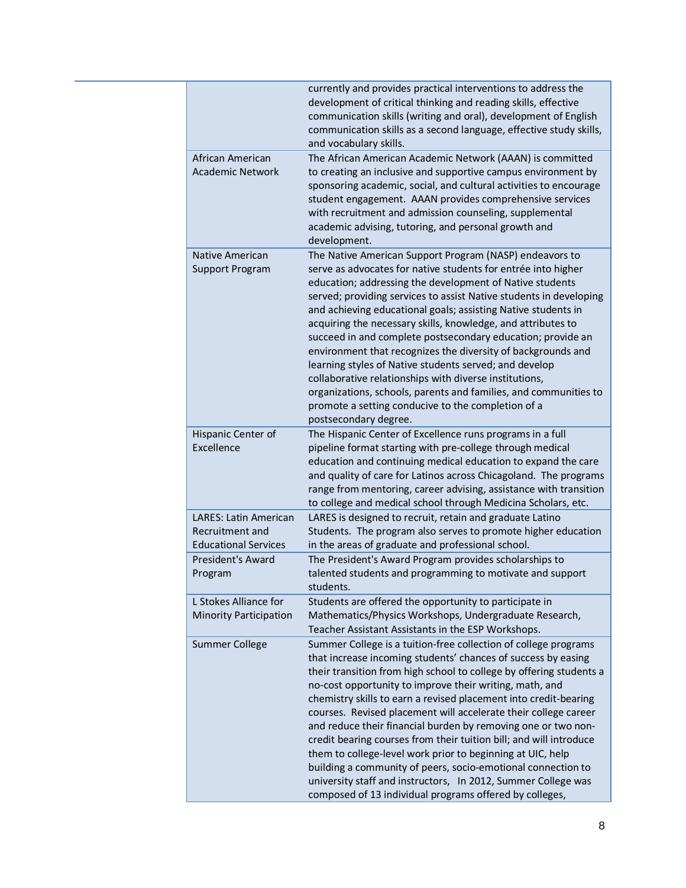| | |
|---|---|
| | currently and provides practical interventions to address the development of critical thinking and reading skills, effective communication skills (writing and oral), development of English communication skills as a second language, effective study skills, and vocabulary skills. |
| African American Academic Network | The African American Academic Network (AAAN) is committed to creating an inclusive and supportive campus environment by sponsoring academic, social, and cultural activities to encourage student engagement. AAAN provides comprehensive services with recruitment and admission counseling, supplemental academic advising, tutoring, and personal growth and development. |
| Native American Support Program | The Native American Support Program (NASP) endeavors to serve as advocates for native students for entrée into higher education; addressing the development of Native students served; providing services to assist Native students in developing and achieving educational goals; assisting Native students in acquiring the necessary skills, knowledge, and attributes to succeed in and complete postsecondary education; provide an environment that recognizes the diversity of backgrounds and learning styles of Native students served; and develop collaborative relationships with diverse institutions, organizations, schools, parents and families, and communities to promote a setting conducive to the completion of a postsecondary degree. |
| Hispanic Center of Excellence | The Hispanic Center of Excellence runs programs in a full pipeline format starting with pre-college through medical education and continuing medical education to expand the care and quality of care for Latinos across Chicagoland. The programs range from mentoring, career advising, assistance with transition to college and medical school through Medicina Scholars, etc. |
| LARES: Latin American Recruitment and Educational Services | LARES is designed to recruit, retain and graduate Latino Students. The program also serves to promote higher education in the areas of graduate and professional school. |
| President's Award Program | The President's Award Program provides scholarships to talented students and programming to motivate and support students. |
| L Stokes Alliance for Minority Participation | Students are offered the opportunity to participate in Mathematics/Physics Workshops, Undergraduate Research, Teacher Assistant Assistants in the ESP Workshops. |
| Summer College | Summer College is a tuition-free collection of college programs that increase incoming students' chances of success by easing their transition from high school to college by offering students a no-cost opportunity to improve their writing, math, and chemistry skills to earn a revised placement into credit-bearing courses. Revised placement will accelerate their college career and reduce their financial burden by removing one or two non-credit bearing courses from their tuition bill; and will introduce them to college-level work prior to beginning at UIC, help building a community of peers, socio-emotional connection to university staff and instructors, In 2012, Summer College was composed of 13 individual programs offered by colleges, |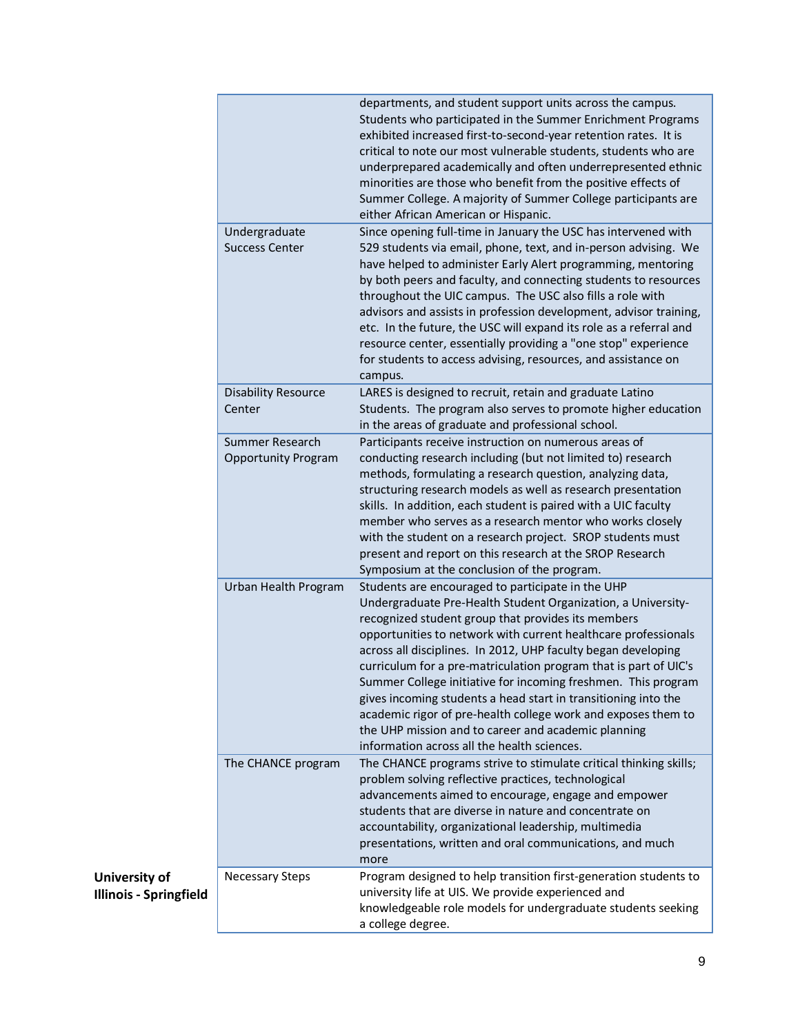| | | |
|---|---|---|
| | | departments, and student support units across the campus. Students who participated in the Summer Enrichment Programs exhibited increased first-to-second-year retention rates. It is critical to note our most vulnerable students, students who are underprepared academically and often underrepresented ethnic minorities are those who benefit from the positive effects of Summer College. A majority of Summer College participants are either African American or Hispanic. |
| | Undergraduate Success Center | Since opening full-time in January the USC has intervened with 529 students via email, phone, text, and in-person advising. We have helped to administer Early Alert programming, mentoring by both peers and faculty, and connecting students to resources throughout the UIC campus. The USC also fills a role with advisors and assists in profession development, advisor training, etc. In the future, the USC will expand its role as a referral and resource center, essentially providing a "one stop" experience for students to access advising, resources, and assistance on campus. |
| | Disability Resource Center | LARES is designed to recruit, retain and graduate Latino Students. The program also serves to promote higher education in the areas of graduate and professional school. |
| | Summer Research Opportunity Program | Participants receive instruction on numerous areas of conducting research including (but not limited to) research methods, formulating a research question, analyzing data, structuring research models as well as research presentation skills. In addition, each student is paired with a UIC faculty member who serves as a research mentor who works closely with the student on a research project. SROP students must present and report on this research at the SROP Research Symposium at the conclusion of the program. |
| | Urban Health Program | Students are encouraged to participate in the UHP Undergraduate Pre-Health Student Organization, a University-recognized student group that provides its members opportunities to network with current healthcare professionals across all disciplines. In 2012, UHP faculty began developing curriculum for a pre-matriculation program that is part of UIC's Summer College initiative for incoming freshmen. This program gives incoming students a head start in transitioning into the academic rigor of pre-health college work and exposes them to the UHP mission and to career and academic planning information across all the health sciences. |
| | The CHANCE program | The CHANCE programs strive to stimulate critical thinking skills; problem solving reflective practices, technological advancements aimed to encourage, engage and empower students that are diverse in nature and concentrate on accountability, organizational leadership, multimedia presentations, written and oral communications, and much more |
| **University of Illinois - Springfield** | Necessary Steps | Program designed to help transition first-generation students to university life at UIS. We provide experienced and knowledgeable role models for undergraduate students seeking a college degree. |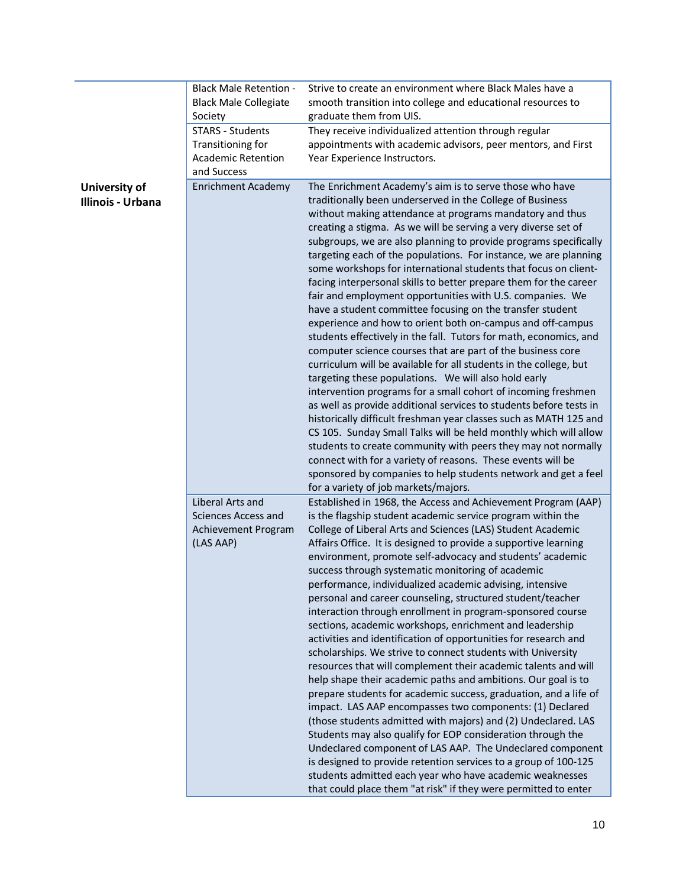| | | |
|---|---|---|
| | Black Male Retention - Black Male Collegiate Society | Strive to create an environment where Black Males have a smooth transition into college and educational resources to graduate them from UIS. |
| | STARS - Students Transitioning for Academic Retention and Success | They receive individualized attention through regular appointments with academic advisors, peer mentors, and First Year Experience Instructors. |
| **University of Illinois - Urbana** | Enrichment Academy | The Enrichment Academy's aim is to serve those who have traditionally been underserved in the College of Business without making attendance at programs mandatory and thus creating a stigma. As we will be serving a very diverse set of subgroups, we are also planning to provide programs specifically targeting each of the populations. For instance, we are planning some workshops for international students that focus on client-facing interpersonal skills to better prepare them for the career fair and employment opportunities with U.S. companies. We have a student committee focusing on the transfer student experience and how to orient both on-campus and off-campus students effectively in the fall. Tutors for math, economics, and computer science courses that are part of the business core curriculum will be available for all students in the college, but targeting these populations. We will also hold early intervention programs for a small cohort of incoming freshmen as well as provide additional services to students before tests in historically difficult freshman year classes such as MATH 125 and CS 105. Sunday Small Talks will be held monthly which will allow students to create community with peers they may not normally connect with for a variety of reasons. These events will be sponsored by companies to help students network and get a feel for a variety of job markets/majors. |
| | Liberal Arts and Sciences Access and Achievement Program (LAS AAP) | Established in 1968, the Access and Achievement Program (AAP) is the flagship student academic service program within the College of Liberal Arts and Sciences (LAS) Student Academic Affairs Office. It is designed to provide a supportive learning environment, promote self-advocacy and students' academic success through systematic monitoring of academic performance, individualized academic advising, intensive personal and career counseling, structured student/teacher interaction through enrollment in program-sponsored course sections, academic workshops, enrichment and leadership activities and identification of opportunities for research and scholarships. We strive to connect students with University resources that will complement their academic talents and will help shape their academic paths and ambitions. Our goal is to prepare students for academic success, graduation, and a life of impact. LAS AAP encompasses two components: (1) Declared (those students admitted with majors) and (2) Undeclared. LAS Students may also qualify for EOP consideration through the Undeclared component of LAS AAP. The Undeclared component is designed to provide retention services to a group of 100-125 students admitted each year who have academic weaknesses that could place them "at risk" if they were permitted to enter |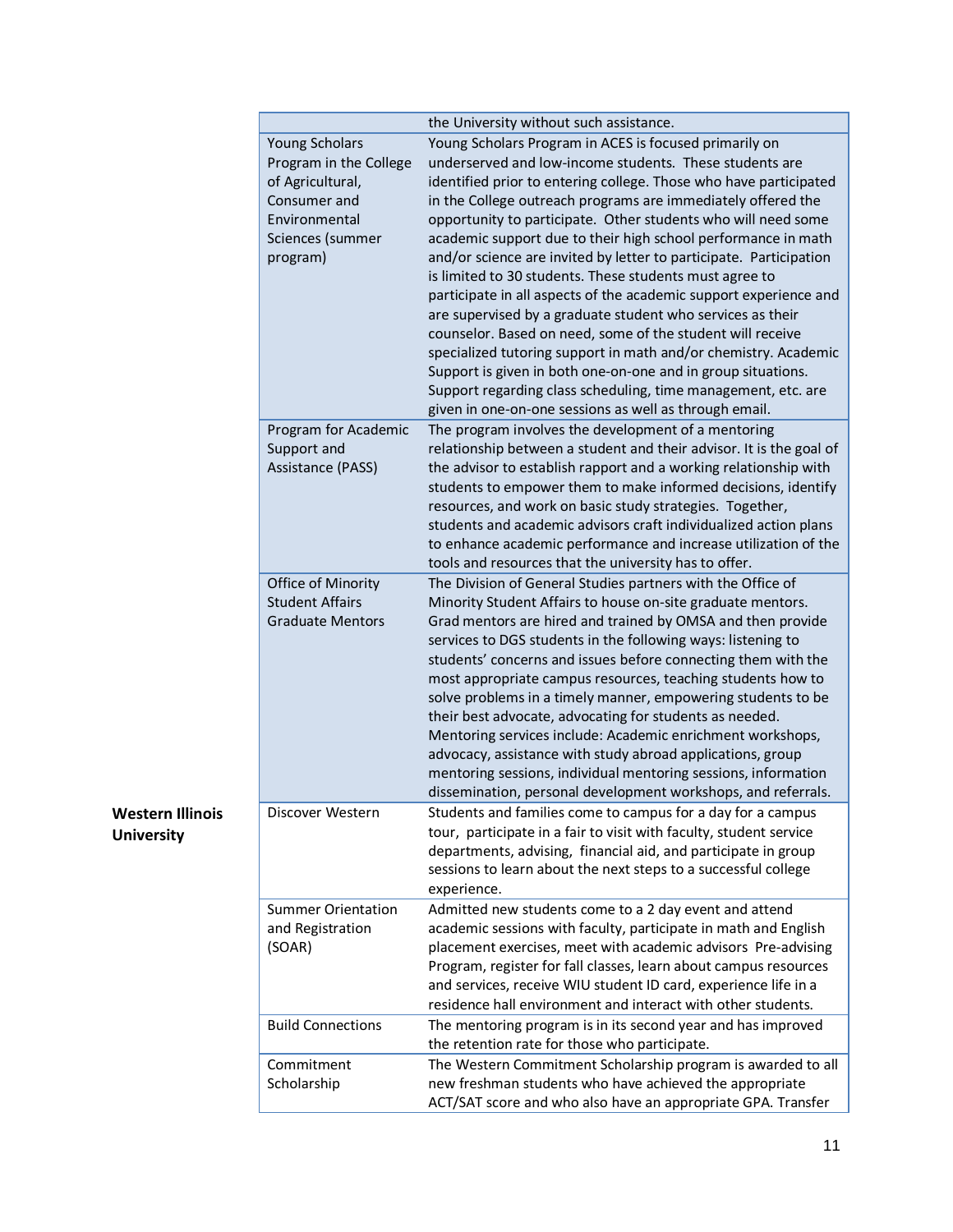| | | |
|---|---|---|
| | | the University without such assistance. |
| | Young Scholars Program in the College of Agricultural, Consumer and Environmental Sciences (summer program) | Young Scholars Program in ACES is focused primarily on underserved and low-income students. These students are identified prior to entering college. Those who have participated in the College outreach programs are immediately offered the opportunity to participate. Other students who will need some academic support due to their high school performance in math and/or science are invited by letter to participate. Participation is limited to 30 students. These students must agree to participate in all aspects of the academic support experience and are supervised by a graduate student who services as their counselor. Based on need, some of the student will receive specialized tutoring support in math and/or chemistry. Academic Support is given in both one-on-one and in group situations. Support regarding class scheduling, time management, etc. are given in one-on-one sessions as well as through email. |
| | Program for Academic Support and Assistance (PASS) | The program involves the development of a mentoring relationship between a student and their advisor. It is the goal of the advisor to establish rapport and a working relationship with students to empower them to make informed decisions, identify resources, and work on basic study strategies. Together, students and academic advisors craft individualized action plans to enhance academic performance and increase utilization of the tools and resources that the university has to offer. |
| | Office of Minority Student Affairs Graduate Mentors | The Division of General Studies partners with the Office of Minority Student Affairs to house on-site graduate mentors. Grad mentors are hired and trained by OMSA and then provide services to DGS students in the following ways: listening to students' concerns and issues before connecting them with the most appropriate campus resources, teaching students how to solve problems in a timely manner, empowering students to be their best advocate, advocating for students as needed. Mentoring services include: Academic enrichment workshops, advocacy, assistance with study abroad applications, group mentoring sessions, individual mentoring sessions, information dissemination, personal development workshops, and referrals. |
| **Western Illinois University** | Discover Western | Students and families come to campus for a day for a campus tour, participate in a fair to visit with faculty, student service departments, advising, financial aid, and participate in group sessions to learn about the next steps to a successful college experience. |
| | Summer Orientation and Registration (SOAR) | Admitted new students come to a 2 day event and attend academic sessions with faculty, participate in math and English placement exercises, meet with academic advisors Pre-advising Program, register for fall classes, learn about campus resources and services, receive WIU student ID card, experience life in a residence hall environment and interact with other students. |
| | Build Connections | The mentoring program is in its second year and has improved the retention rate for those who participate. |
| | Commitment Scholarship | The Western Commitment Scholarship program is awarded to all new freshman students who have achieved the appropriate ACT/SAT score and who also have an appropriate GPA. Transfer |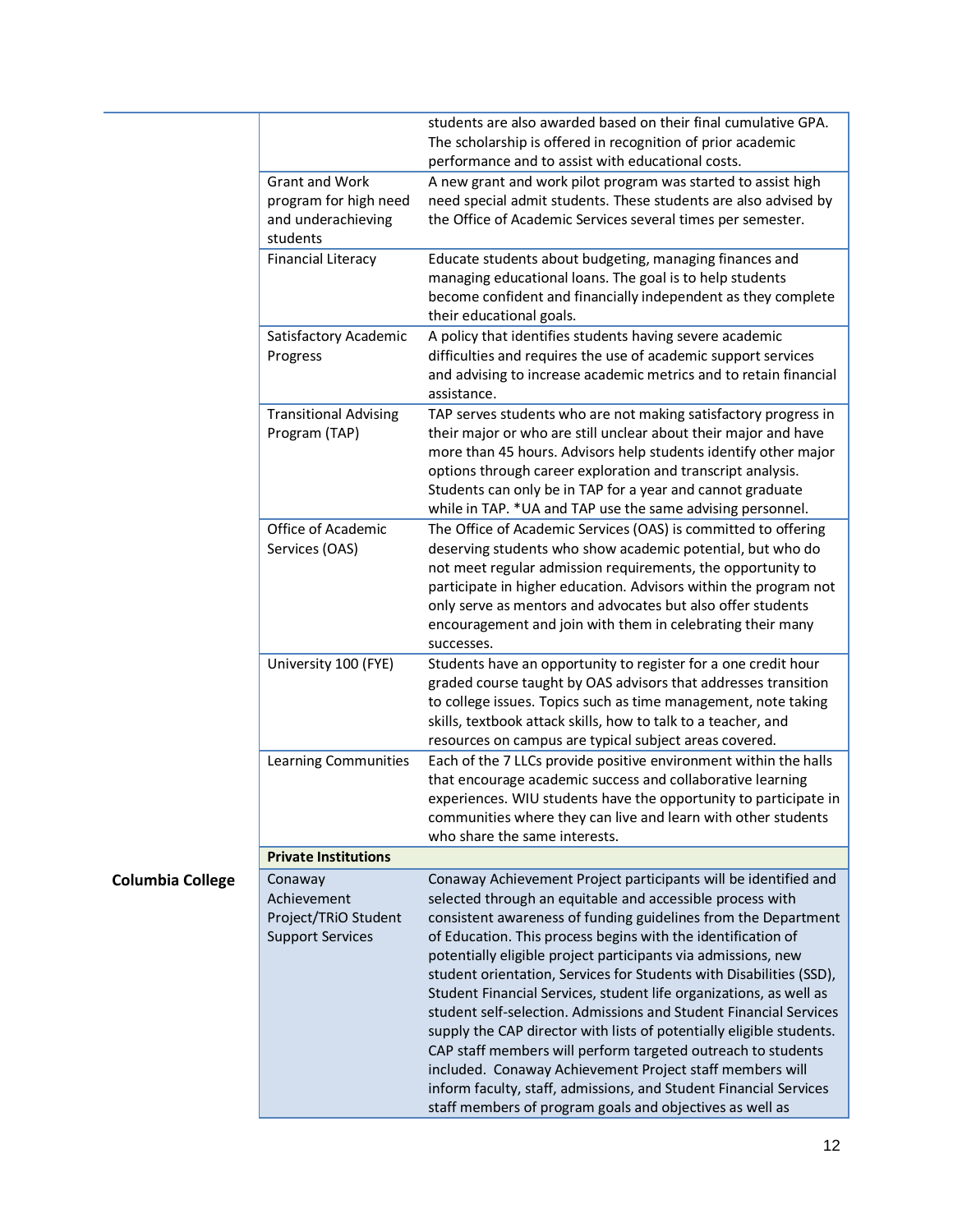| | | |
|---|---|---|
| | | students are also awarded based on their final cumulative GPA. The scholarship is offered in recognition of prior academic performance and to assist with educational costs. |
| | Grant and Work program for high need and underachieving students | A new grant and work pilot program was started to assist high need special admit students. These students are also advised by the Office of Academic Services several times per semester. |
| | Financial Literacy | Educate students about budgeting, managing finances and managing educational loans. The goal is to help students become confident and financially independent as they complete their educational goals. |
| | Satisfactory Academic Progress | A policy that identifies students having severe academic difficulties and requires the use of academic support services and advising to increase academic metrics and to retain financial assistance. |
| | Transitional Advising Program (TAP) | TAP serves students who are not making satisfactory progress in their major or who are still unclear about their major and have more than 45 hours. Advisors help students identify other major options through career exploration and transcript analysis. Students can only be in TAP for a year and cannot graduate while in TAP. *UA and TAP use the same advising personnel. |
| | Office of Academic Services (OAS) | The Office of Academic Services (OAS) is committed to offering deserving students who show academic potential, but who do not meet regular admission requirements, the opportunity to participate in higher education. Advisors within the program not only serve as mentors and advocates but also offer students encouragement and join with them in celebrating their many successes. |
| | University 100 (FYE) | Students have an opportunity to register for a one credit hour graded course taught by OAS advisors that addresses transition to college issues. Topics such as time management, note taking skills, textbook attack skills, how to talk to a teacher, and resources on campus are typical subject areas covered. |
| | Learning Communities | Each of the 7 LLCs provide positive environment within the halls that encourage academic success and collaborative learning experiences. WIU students have the opportunity to participate in communities where they can live and learn with other students who share the same interests. |
| | **Private Institutions** | |
| **Columbia College** | Conaway Achievement Project/TRiO Student Support Services | Conaway Achievement Project participants will be identified and selected through an equitable and accessible process with consistent awareness of funding guidelines from the Department of Education. This process begins with the identification of potentially eligible project participants via admissions, new student orientation, Services for Students with Disabilities (SSD), Student Financial Services, student life organizations, as well as student self-selection. Admissions and Student Financial Services supply the CAP director with lists of potentially eligible students. CAP staff members will perform targeted outreach to students included. Conaway Achievement Project staff members will inform faculty, staff, admissions, and Student Financial Services staff members of program goals and objectives as well as |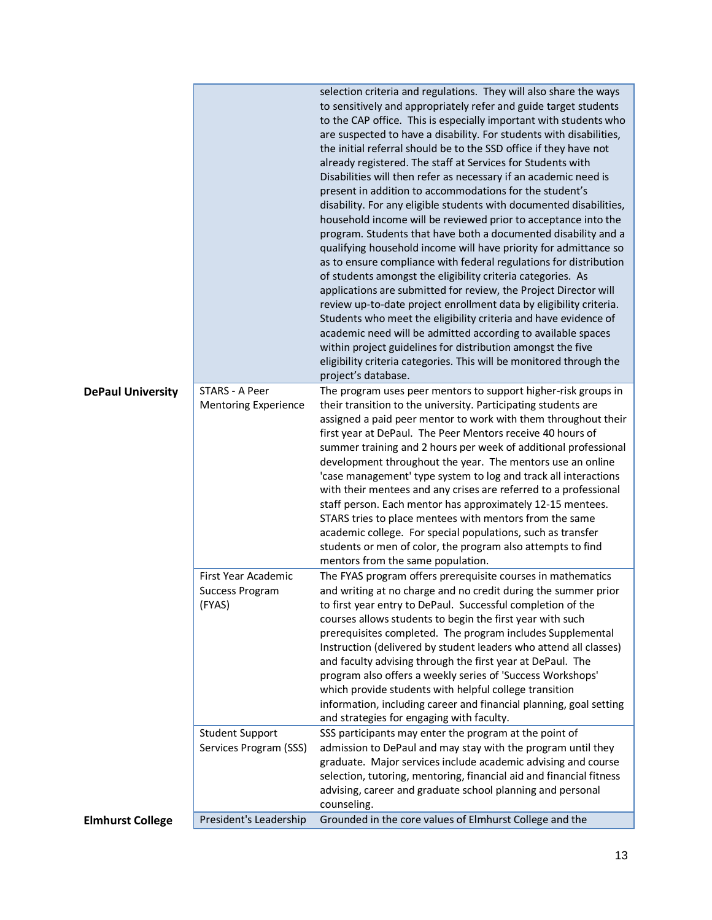| | | |
|---|---|---|
| | | selection criteria and regulations. They will also share the ways to sensitively and appropriately refer and guide target students to the CAP office. This is especially important with students who are suspected to have a disability. For students with disabilities, the initial referral should be to the SSD office if they have not already registered. The staff at Services for Students with Disabilities will then refer as necessary if an academic need is present in addition to accommodations for the student's disability. For any eligible students with documented disabilities, household income will be reviewed prior to acceptance into the program. Students that have both a documented disability and a qualifying household income will have priority for admittance so as to ensure compliance with federal regulations for distribution of students amongst the eligibility criteria categories. As applications are submitted for review, the Project Director will review up-to-date project enrollment data by eligibility criteria. Students who meet the eligibility criteria and have evidence of academic need will be admitted according to available spaces within project guidelines for distribution amongst the five eligibility criteria categories. This will be monitored through the project's database. |
| **DePaul University** | STARS - A Peer Mentoring Experience | The program uses peer mentors to support higher-risk groups in their transition to the university. Participating students are assigned a paid peer mentor to work with them throughout their first year at DePaul. The Peer Mentors receive 40 hours of summer training and 2 hours per week of additional professional development throughout the year. The mentors use an online 'case management' type system to log and track all interactions with their mentees and any crises are referred to a professional staff person. Each mentor has approximately 12-15 mentees. STARS tries to place mentees with mentors from the same academic college. For special populations, such as transfer students or men of color, the program also attempts to find mentors from the same population. |
| | First Year Academic Success Program (FYAS) | The FYAS program offers prerequisite courses in mathematics and writing at no charge and no credit during the summer prior to first year entry to DePaul. Successful completion of the courses allows students to begin the first year with such prerequisites completed. The program includes Supplemental Instruction (delivered by student leaders who attend all classes) and faculty advising through the first year at DePaul. The program also offers a weekly series of 'Success Workshops' which provide students with helpful college transition information, including career and financial planning, goal setting and strategies for engaging with faculty. |
| | Student Support Services Program (SSS) | SSS participants may enter the program at the point of admission to DePaul and may stay with the program until they graduate. Major services include academic advising and course selection, tutoring, mentoring, financial aid and financial fitness advising, career and graduate school planning and personal counseling. |
| **Elmhurst College** | President's Leadership | Grounded in the core values of Elmhurst College and the |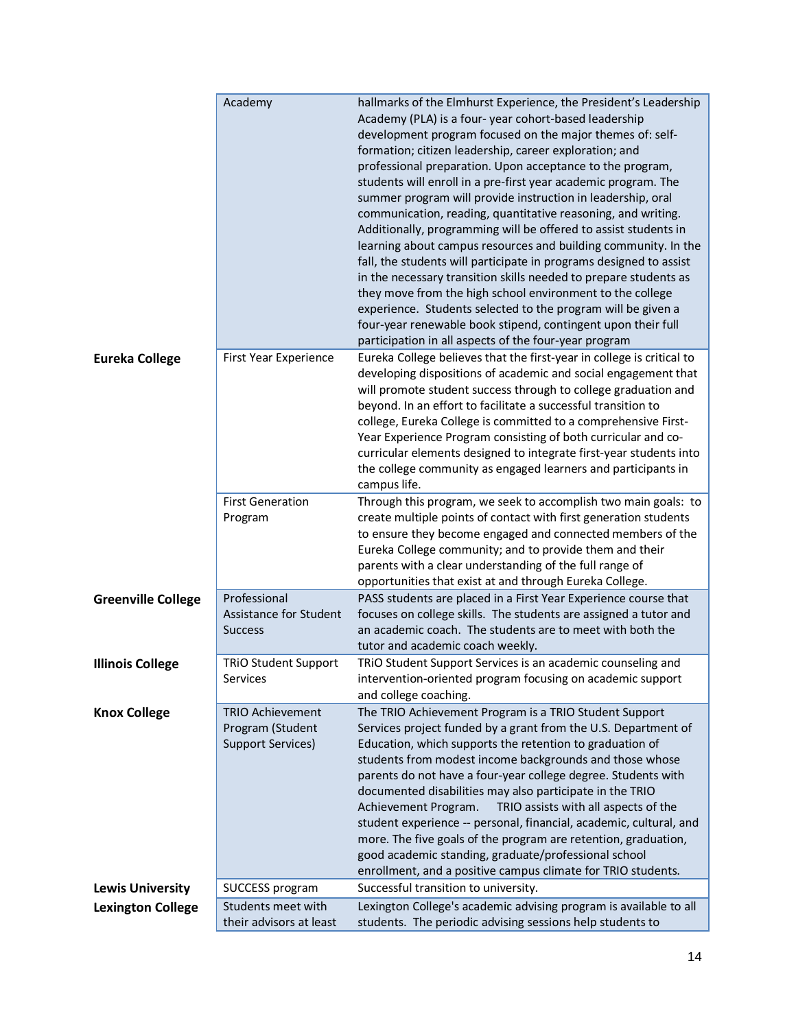| | | |
|---|---|---|
| | Academy | hallmarks of the Elmhurst Experience, the President's Leadership Academy (PLA) is a four- year cohort-based leadership development program focused on the major themes of: self-formation; citizen leadership, career exploration; and professional preparation. Upon acceptance to the program, students will enroll in a pre-first year academic program. The summer program will provide instruction in leadership, oral communication, reading, quantitative reasoning, and writing. Additionally, programming will be offered to assist students in learning about campus resources and building community. In the fall, the students will participate in programs designed to assist in the necessary transition skills needed to prepare students as they move from the high school environment to the college experience. Students selected to the program will be given a four-year renewable book stipend, contingent upon their full participation in all aspects of the four-year program |
| **Eureka College** | First Year Experience | Eureka College believes that the first-year in college is critical to developing dispositions of academic and social engagement that will promote student success through to college graduation and beyond. In an effort to facilitate a successful transition to college, Eureka College is committed to a comprehensive First-Year Experience Program consisting of both curricular and co-curricular elements designed to integrate first-year students into the college community as engaged learners and participants in campus life. |
| | First Generation Program | Through this program, we seek to accomplish two main goals: to create multiple points of contact with first generation students to ensure they become engaged and connected members of the Eureka College community; and to provide them and their parents with a clear understanding of the full range of opportunities that exist at and through Eureka College. |
| **Greenville College** | Professional Assistance for Student Success | PASS students are placed in a First Year Experience course that focuses on college skills. The students are assigned a tutor and an academic coach. The students are to meet with both the tutor and academic coach weekly. |
| **Illinois College** | TRiO Student Support Services | TRiO Student Support Services is an academic counseling and intervention-oriented program focusing on academic support and college coaching. |
| **Knox College** | TRIO Achievement Program (Student Support Services) | The TRIO Achievement Program is a TRIO Student Support Services project funded by a grant from the U.S. Department of Education, which supports the retention to graduation of students from modest income backgrounds and those whose parents do not have a four-year college degree. Students with documented disabilities may also participate in the TRIO Achievement Program. TRIO assists with all aspects of the student experience -- personal, financial, academic, cultural, and more. The five goals of the program are retention, graduation, good academic standing, graduate/professional school enrollment, and a positive campus climate for TRIO students. |
| **Lewis University** | SUCCESS program | Successful transition to university. |
| **Lexington College** | Students meet with their advisors at least | Lexington College's academic advising program is available to all students. The periodic advising sessions help students to |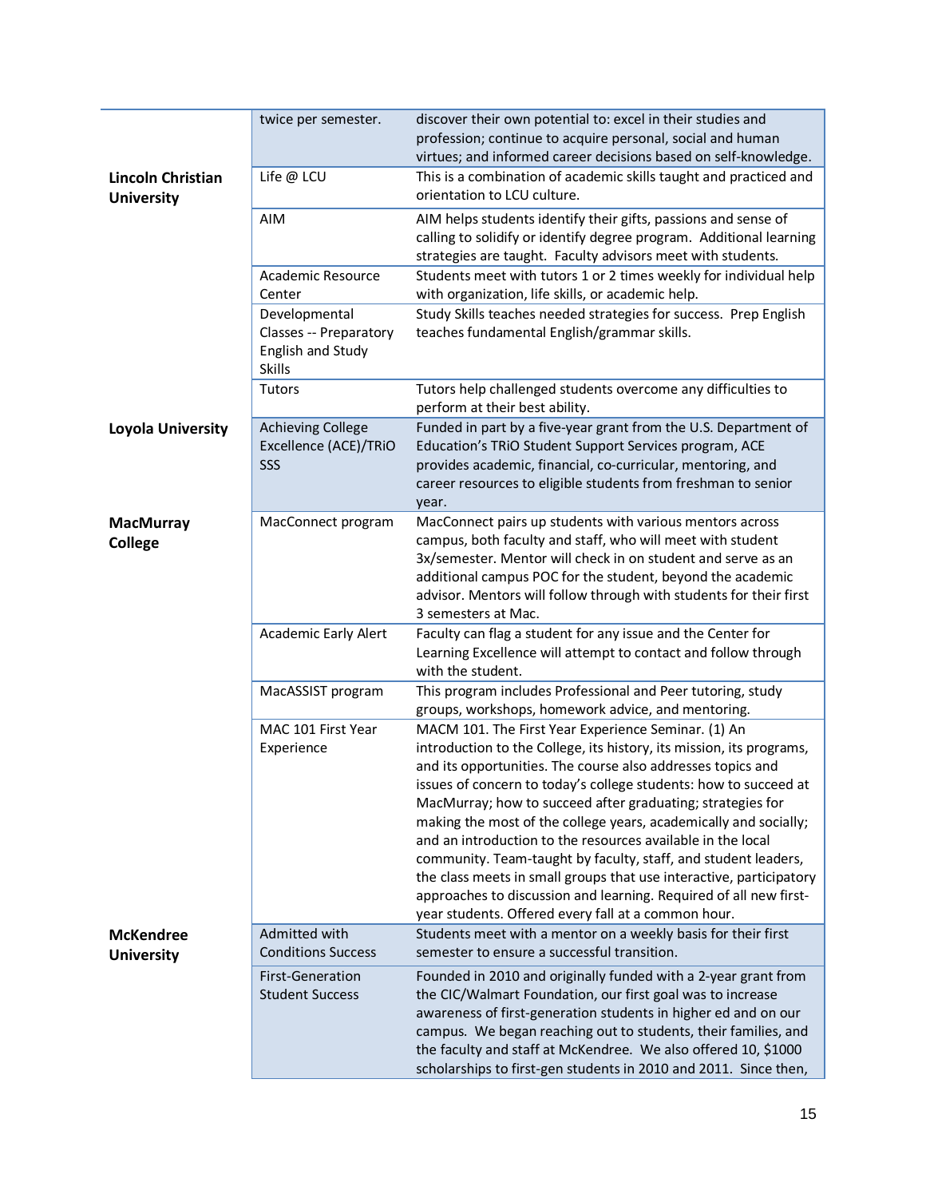| | | |
|---|---|---|
| | twice per semester. | discover their own potential to: excel in their studies and profession; continue to acquire personal, social and human virtues; and informed career decisions based on self-knowledge. |
| **Lincoln Christian University** | Life @ LCU | This is a combination of academic skills taught and practiced and orientation to LCU culture. |
| | AIM | AIM helps students identify their gifts, passions and sense of calling to solidify or identify degree program. Additional learning strategies are taught. Faculty advisors meet with students. |
| | Academic Resource Center | Students meet with tutors 1 or 2 times weekly for individual help with organization, life skills, or academic help. |
| | Developmental Classes -- Preparatory English and Study Skills | Study Skills teaches needed strategies for success. Prep English teaches fundamental English/grammar skills. |
| | Tutors | Tutors help challenged students overcome any difficulties to perform at their best ability. |
| **Loyola University** | Achieving College Excellence (ACE)/TRiO SSS | Funded in part by a five-year grant from the U.S. Department of Education's TRiO Student Support Services program, ACE provides academic, financial, co-curricular, mentoring, and career resources to eligible students from freshman to senior year. |
| **MacMurray College** | MacConnect program | MacConnect pairs up students with various mentors across campus, both faculty and staff, who will meet with student 3x/semester. Mentor will check in on student and serve as an additional campus POC for the student, beyond the academic advisor. Mentors will follow through with students for their first 3 semesters at Mac. |
| | Academic Early Alert | Faculty can flag a student for any issue and the Center for Learning Excellence will attempt to contact and follow through with the student. |
| | MacASSIST program | This program includes Professional and Peer tutoring, study groups, workshops, homework advice, and mentoring. |
| | MAC 101 First Year Experience | MACM 101. The First Year Experience Seminar. (1) An introduction to the College, its history, its mission, its programs, and its opportunities. The course also addresses topics and issues of concern to today's college students: how to succeed at MacMurray; how to succeed after graduating; strategies for making the most of the college years, academically and socially; and an introduction to the resources available in the local community. Team-taught by faculty, staff, and student leaders, the class meets in small groups that use interactive, participatory approaches to discussion and learning. Required of all new first-year students. Offered every fall at a common hour. |
| **McKendree University** | Admitted with Conditions Success | Students meet with a mentor on a weekly basis for their first semester to ensure a successful transition. |
| | First-Generation Student Success | Founded in 2010 and originally funded with a 2-year grant from the CIC/Walmart Foundation, our first goal was to increase awareness of first-generation students in higher ed and on our campus. We began reaching out to students, their families, and the faculty and staff at McKendree. We also offered 10, $1000 scholarships to first-gen students in 2010 and 2011. Since then, |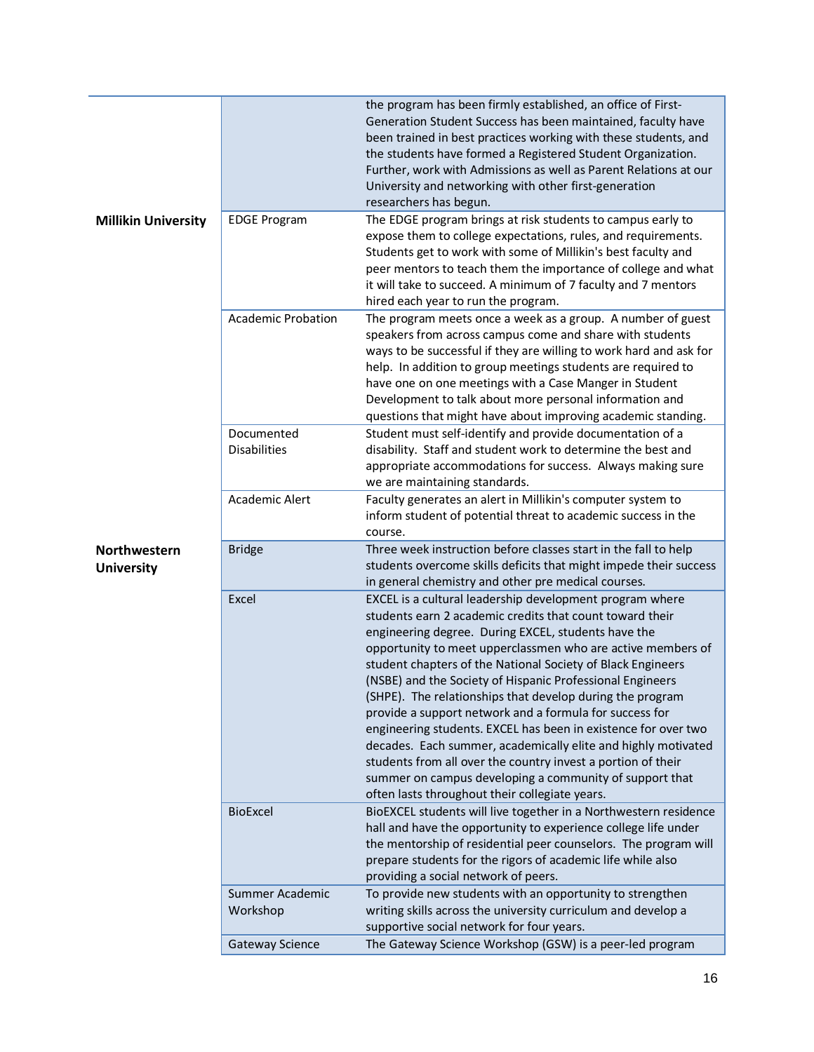| | | |
|---|---|---|
| | | the program has been firmly established, an office of First-Generation Student Success has been maintained, faculty have been trained in best practices working with these students, and the students have formed a Registered Student Organization. Further, work with Admissions as well as Parent Relations at our University and networking with other first-generation researchers has begun. |
| **Millikin University** | EDGE Program | The EDGE program brings at risk students to campus early to expose them to college expectations, rules, and requirements. Students get to work with some of Millikin's best faculty and peer mentors to teach them the importance of college and what it will take to succeed. A minimum of 7 faculty and 7 mentors hired each year to run the program. |
| | Academic Probation | The program meets once a week as a group. A number of guest speakers from across campus come and share with students ways to be successful if they are willing to work hard and ask for help. In addition to group meetings students are required to have one on one meetings with a Case Manger in Student Development to talk about more personal information and questions that might have about improving academic standing. |
| | Documented Disabilities | Student must self-identify and provide documentation of a disability. Staff and student work to determine the best and appropriate accommodations for success. Always making sure we are maintaining standards. |
| | Academic Alert | Faculty generates an alert in Millikin's computer system to inform student of potential threat to academic success in the course. |
| **Northwestern University** | Bridge | Three week instruction before classes start in the fall to help students overcome skills deficits that might impede their success in general chemistry and other pre medical courses. |
| | Excel | EXCEL is a cultural leadership development program where students earn 2 academic credits that count toward their engineering degree. During EXCEL, students have the opportunity to meet upperclassmen who are active members of student chapters of the National Society of Black Engineers (NSBE) and the Society of Hispanic Professional Engineers (SHPE). The relationships that develop during the program provide a support network and a formula for success for engineering students. EXCEL has been in existence for over two decades. Each summer, academically elite and highly motivated students from all over the country invest a portion of their summer on campus developing a community of support that often lasts throughout their collegiate years. |
| | BioExcel | BioEXCEL students will live together in a Northwestern residence hall and have the opportunity to experience college life under the mentorship of residential peer counselors. The program will prepare students for the rigors of academic life while also providing a social network of peers. |
| | Summer Academic Workshop | To provide new students with an opportunity to strengthen writing skills across the university curriculum and develop a supportive social network for four years. |
| | Gateway Science | The Gateway Science Workshop (GSW) is a peer-led program |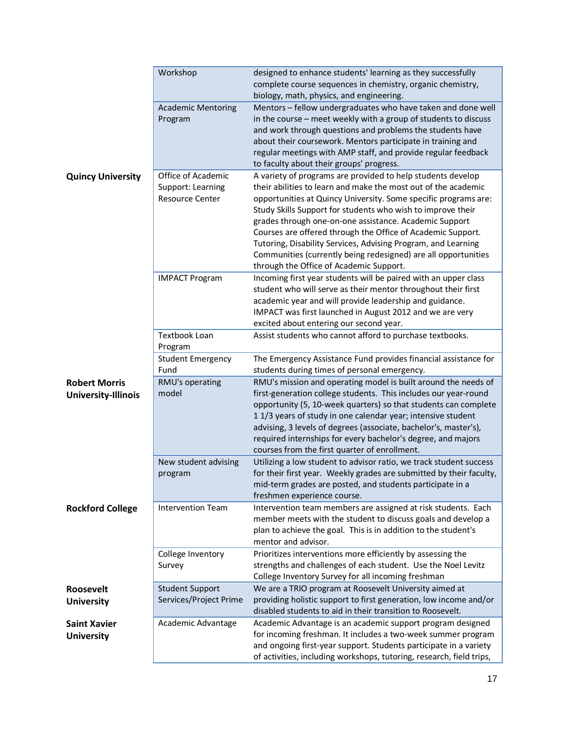| | | |
|---|---|---|
| | Workshop | designed to enhance students' learning as they successfully complete course sequences in chemistry, organic chemistry, biology, math, physics, and engineering. |
| | Academic Mentoring Program | Mentors – fellow undergraduates who have taken and done well in the course – meet weekly with a group of students to discuss and work through questions and problems the students have about their coursework. Mentors participate in training and regular meetings with AMP staff, and provide regular feedback to faculty about their groups' progress. |
| **Quincy University** | Office of Academic Support: Learning Resource Center | A variety of programs are provided to help students develop their abilities to learn and make the most out of the academic opportunities at Quincy University. Some specific programs are: Study Skills Support for students who wish to improve their grades through one-on-one assistance. Academic Support Courses are offered through the Office of Academic Support. Tutoring, Disability Services, Advising Program, and Learning Communities (currently being redesigned) are all opportunities through the Office of Academic Support. |
| | IMPACT Program | Incoming first year students will be paired with an upper class student who will serve as their mentor throughout their first academic year and will provide leadership and guidance. IMPACT was first launched in August 2012 and we are very excited about entering our second year. |
| | Textbook Loan Program | Assist students who cannot afford to purchase textbooks. |
| | Student Emergency Fund | The Emergency Assistance Fund provides financial assistance for students during times of personal emergency. |
| **Robert Morris University-Illinois** | RMU's operating model | RMU's mission and operating model is built around the needs of first-generation college students. This includes our year-round opportunity (5, 10-week quarters) so that students can complete 1 1/3 years of study in one calendar year; intensive student advising, 3 levels of degrees (associate, bachelor's, master's), required internships for every bachelor's degree, and majors courses from the first quarter of enrollment. |
| | New student advising program | Utilizing a low student to advisor ratio, we track student success for their first year. Weekly grades are submitted by their faculty, mid-term grades are posted, and students participate in a freshmen experience course. |
| **Rockford College** | Intervention Team | Intervention team members are assigned at risk students. Each member meets with the student to discuss goals and develop a plan to achieve the goal. This is in addition to the student's mentor and advisor. |
| | College Inventory Survey | Prioritizes interventions more efficiently by assessing the strengths and challenges of each student. Use the Noel Levitz College Inventory Survey for all incoming freshman |
| **Roosevelt University** | Student Support Services/Project Prime | We are a TRIO program at Roosevelt University aimed at providing holistic support to first generation, low income and/or disabled students to aid in their transition to Roosevelt. |
| **Saint Xavier University** | Academic Advantage | Academic Advantage is an academic support program designed for incoming freshman. It includes a two-week summer program and ongoing first-year support. Students participate in a variety of activities, including workshops, tutoring, research, field trips, |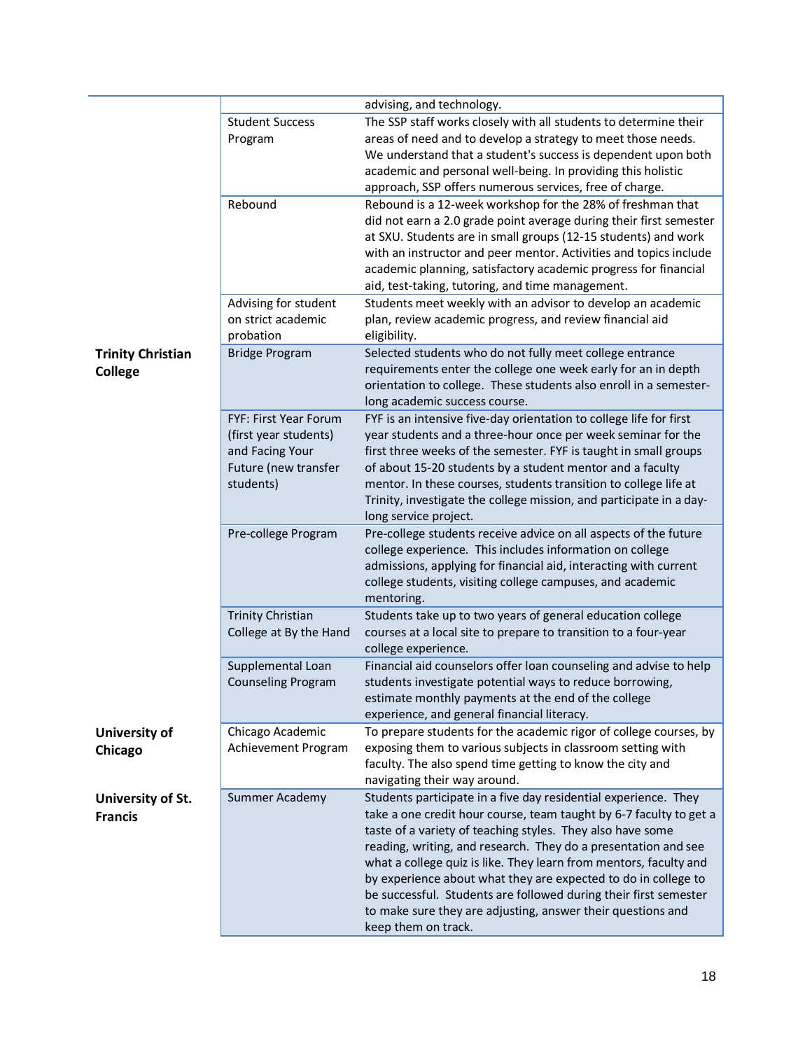| | | |
|---|---|---|
| | | advising, and technology. |
| | Student Success Program | The SSP staff works closely with all students to determine their areas of need and to develop a strategy to meet those needs. We understand that a student's success is dependent upon both academic and personal well-being. In providing this holistic approach, SSP offers numerous services, free of charge. |
| | Rebound | Rebound is a 12-week workshop for the 28% of freshman that did not earn a 2.0 grade point average during their first semester at SXU. Students are in small groups (12-15 students) and work with an instructor and peer mentor. Activities and topics include academic planning, satisfactory academic progress for financial aid, test-taking, tutoring, and time management. |
| | Advising for student on strict academic probation | Students meet weekly with an advisor to develop an academic plan, review academic progress, and review financial aid eligibility. |
| **Trinity Christian College** | Bridge Program | Selected students who do not fully meet college entrance requirements enter the college one week early for an in depth orientation to college. These students also enroll in a semester-long academic success course. |
| | FYF: First Year Forum (first year students) and Facing Your Future (new transfer students) | FYF is an intensive five-day orientation to college life for first year students and a three-hour once per week seminar for the first three weeks of the semester. FYF is taught in small groups of about 15-20 students by a student mentor and a faculty mentor. In these courses, students transition to college life at Trinity, investigate the college mission, and participate in a day-long service project. |
| | Pre-college Program | Pre-college students receive advice on all aspects of the future college experience. This includes information on college admissions, applying for financial aid, interacting with current college students, visiting college campuses, and academic mentoring. |
| | Trinity Christian College at By the Hand | Students take up to two years of general education college courses at a local site to prepare to transition to a four-year college experience. |
| | Supplemental Loan Counseling Program | Financial aid counselors offer loan counseling and advise to help students investigate potential ways to reduce borrowing, estimate monthly payments at the end of the college experience, and general financial literacy. |
| **University of Chicago** | Chicago Academic Achievement Program | To prepare students for the academic rigor of college courses, by exposing them to various subjects in classroom setting with faculty. The also spend time getting to know the city and navigating their way around. |
| **University of St. Francis** | Summer Academy | Students participate in a five day residential experience. They take a one credit hour course, team taught by 6-7 faculty to get a taste of a variety of teaching styles. They also have some reading, writing, and research. They do a presentation and see what a college quiz is like. They learn from mentors, faculty and by experience about what they are expected to do in college to be successful. Students are followed during their first semester to make sure they are adjusting, answer their questions and keep them on track. |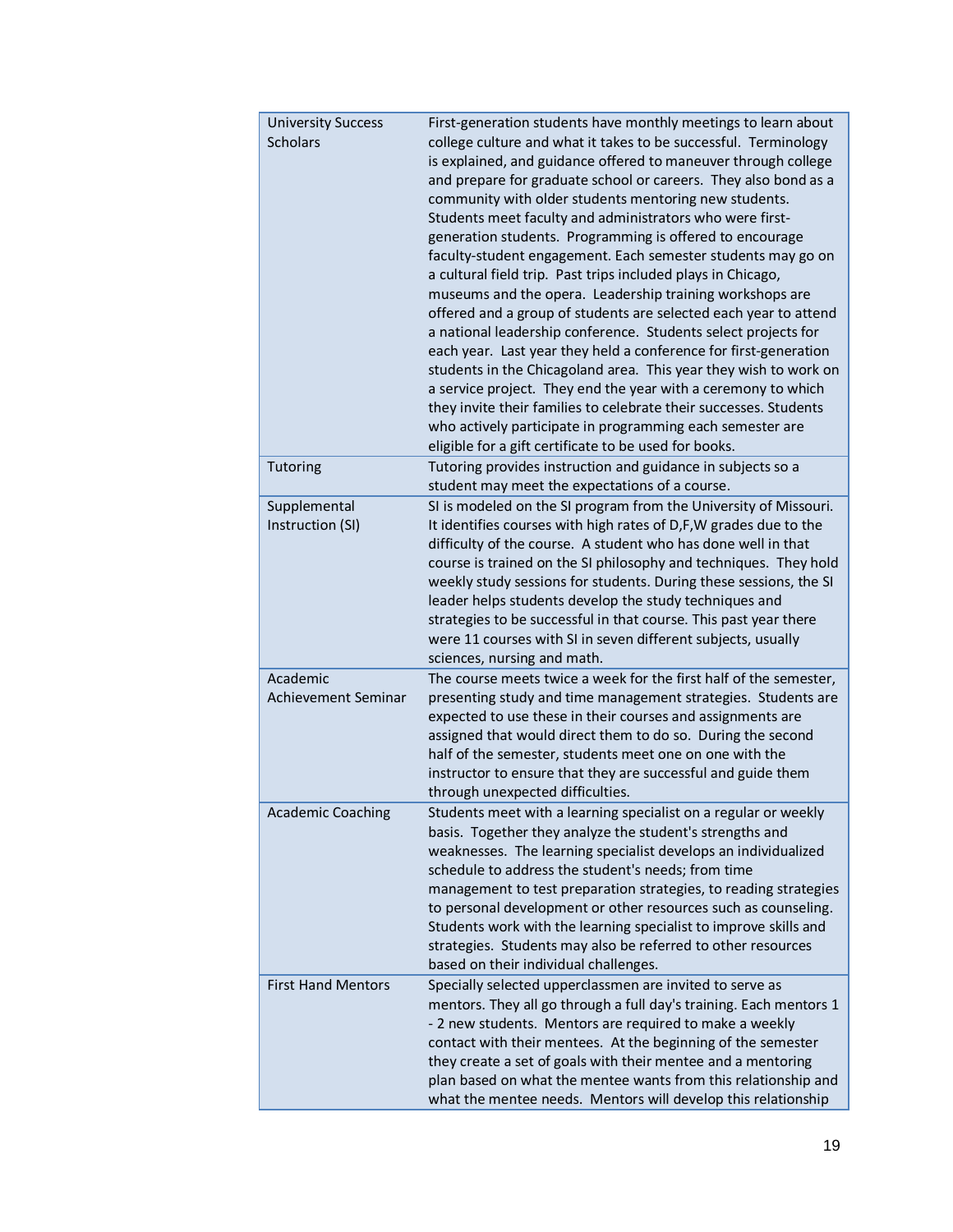| | |
|---|---|
| University Success Scholars | First-generation students have monthly meetings to learn about college culture and what it takes to be successful. Terminology is explained, and guidance offered to maneuver through college and prepare for graduate school or careers. They also bond as a community with older students mentoring new students. Students meet faculty and administrators who were first-generation students. Programming is offered to encourage faculty-student engagement. Each semester students may go on a cultural field trip. Past trips included plays in Chicago, museums and the opera. Leadership training workshops are offered and a group of students are selected each year to attend a national leadership conference. Students select projects for each year. Last year they held a conference for first-generation students in the Chicagoland area. This year they wish to work on a service project. They end the year with a ceremony to which they invite their families to celebrate their successes. Students who actively participate in programming each semester are eligible for a gift certificate to be used for books. |
| Tutoring | Tutoring provides instruction and guidance in subjects so a student may meet the expectations of a course. |
| Supplemental Instruction (SI) | SI is modeled on the SI program from the University of Missouri. It identifies courses with high rates of D,F,W grades due to the difficulty of the course. A student who has done well in that course is trained on the SI philosophy and techniques. They hold weekly study sessions for students. During these sessions, the SI leader helps students develop the study techniques and strategies to be successful in that course. This past year there were 11 courses with SI in seven different subjects, usually sciences, nursing and math. |
| Academic Achievement Seminar | The course meets twice a week for the first half of the semester, presenting study and time management strategies. Students are expected to use these in their courses and assignments are assigned that would direct them to do so. During the second half of the semester, students meet one on one with the instructor to ensure that they are successful and guide them through unexpected difficulties. |
| Academic Coaching | Students meet with a learning specialist on a regular or weekly basis. Together they analyze the student's strengths and weaknesses. The learning specialist develops an individualized schedule to address the student's needs; from time management to test preparation strategies, to reading strategies to personal development or other resources such as counseling. Students work with the learning specialist to improve skills and strategies. Students may also be referred to other resources based on their individual challenges. |
| First Hand Mentors | Specially selected upperclassmen are invited to serve as mentors. They all go through a full day's training. Each mentors 1 - 2 new students. Mentors are required to make a weekly contact with their mentees. At the beginning of the semester they create a set of goals with their mentee and a mentoring plan based on what the mentee wants from this relationship and what the mentee needs. Mentors will develop this relationship |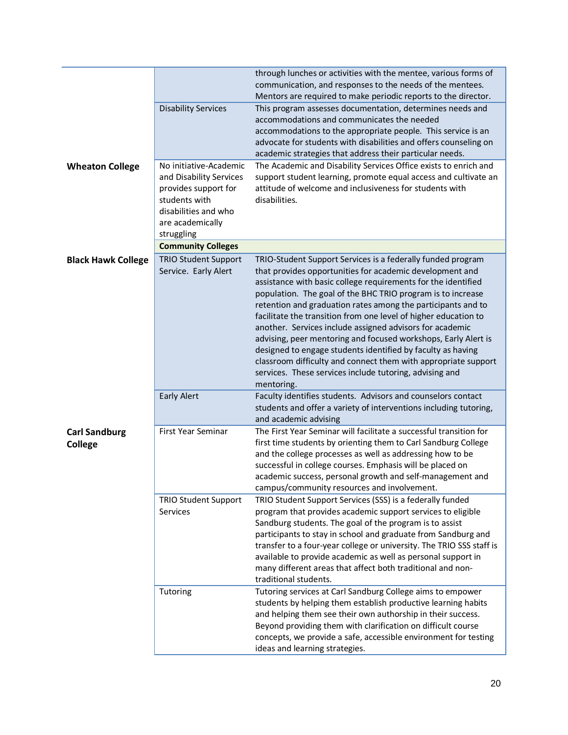| | | |
|---|---|---|
| | | through lunches or activities with the mentee, various forms of communication, and responses to the needs of the mentees. Mentors are required to make periodic reports to the director. |
| | Disability Services | This program assesses documentation, determines needs and accommodations and communicates the needed accommodations to the appropriate people. This service is an advocate for students with disabilities and offers counseling on academic strategies that address their particular needs. |
| **Wheaton College** | No initiative-Academic and Disability Services provides support for students with disabilities and who are academically struggling | The Academic and Disability Services Office exists to enrich and support student learning, promote equal access and cultivate an attitude of welcome and inclusiveness for students with disabilities. |
| | **Community Colleges** | |
| **Black Hawk College** | TRIO Student Support Service. Early Alert | TRIO-Student Support Services is a federally funded program that provides opportunities for academic development and assistance with basic college requirements for the identified population. The goal of the BHC TRIO program is to increase retention and graduation rates among the participants and to facilitate the transition from one level of higher education to another. Services include assigned advisors for academic advising, peer mentoring and focused workshops, Early Alert is designed to engage students identified by faculty as having classroom difficulty and connect them with appropriate support services. These services include tutoring, advising and mentoring. |
| | Early Alert | Faculty identifies students. Advisors and counselors contact students and offer a variety of interventions including tutoring, and academic advising |
| **Carl Sandburg College** | First Year Seminar | The First Year Seminar will facilitate a successful transition for first time students by orienting them to Carl Sandburg College and the college processes as well as addressing how to be successful in college courses. Emphasis will be placed on academic success, personal growth and self-management and campus/community resources and involvement. |
| | TRIO Student Support Services | TRIO Student Support Services (SSS) is a federally funded program that provides academic support services to eligible Sandburg students. The goal of the program is to assist participants to stay in school and graduate from Sandburg and transfer to a four-year college or university. The TRIO SSS staff is available to provide academic as well as personal support in many different areas that affect both traditional and non-traditional students. |
| | Tutoring | Tutoring services at Carl Sandburg College aims to empower students by helping them establish productive learning habits and helping them see their own authorship in their success. Beyond providing them with clarification on difficult course concepts, we provide a safe, accessible environment for testing ideas and learning strategies. |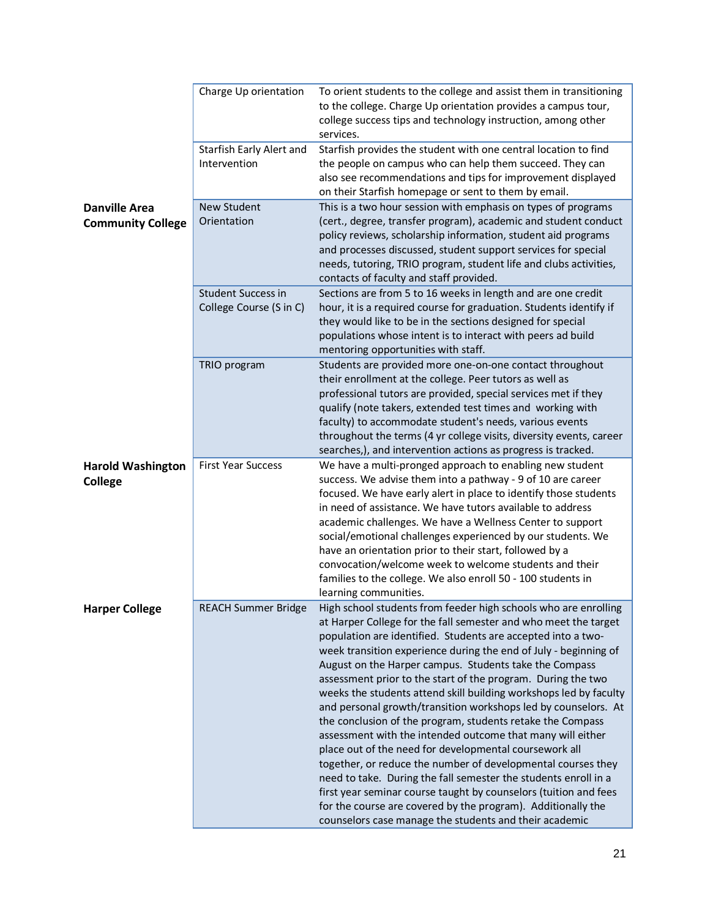| | | |
|---|---|---|
| | Charge Up orientation | To orient students to the college and assist them in transitioning to the college. Charge Up orientation provides a campus tour, college success tips and technology instruction, among other services. |
| | Starfish Early Alert and Intervention | Starfish provides the student with one central location to find the people on campus who can help them succeed. They can also see recommendations and tips for improvement displayed on their Starfish homepage or sent to them by email. |
| **Danville Area Community College** | New Student Orientation | This is a two hour session with emphasis on types of programs (cert., degree, transfer program), academic and student conduct policy reviews, scholarship information, student aid programs and processes discussed, student support services for special needs, tutoring, TRIO program, student life and clubs activities, contacts of faculty and staff provided. |
| | Student Success in College Course (S in C) | Sections are from 5 to 16 weeks in length and are one credit hour, it is a required course for graduation. Students identify if they would like to be in the sections designed for special populations whose intent is to interact with peers ad build mentoring opportunities with staff. |
| | TRIO program | Students are provided more one-on-one contact throughout their enrollment at the college. Peer tutors as well as professional tutors are provided, special services met if they qualify (note takers, extended test times and working with faculty) to accommodate student's needs, various events throughout the terms (4 yr college visits, diversity events, career searches,), and intervention actions as progress is tracked. |
| **Harold Washington College** | First Year Success | We have a multi-pronged approach to enabling new student success. We advise them into a pathway - 9 of 10 are career focused. We have early alert in place to identify those students in need of assistance. We have tutors available to address academic challenges. We have a Wellness Center to support social/emotional challenges experienced by our students. We have an orientation prior to their start, followed by a convocation/welcome week to welcome students and their families to the college. We also enroll 50 - 100 students in learning communities. |
| **Harper College** | REACH Summer Bridge | High school students from feeder high schools who are enrolling at Harper College for the fall semester and who meet the target population are identified. Students are accepted into a two-week transition experience during the end of July - beginning of August on the Harper campus. Students take the Compass assessment prior to the start of the program. During the two weeks the students attend skill building workshops led by faculty and personal growth/transition workshops led by counselors. At the conclusion of the program, students retake the Compass assessment with the intended outcome that many will either place out of the need for developmental coursework all together, or reduce the number of developmental courses they need to take. During the fall semester the students enroll in a first year seminar course taught by counselors (tuition and fees for the course are covered by the program). Additionally the counselors case manage the students and their academic |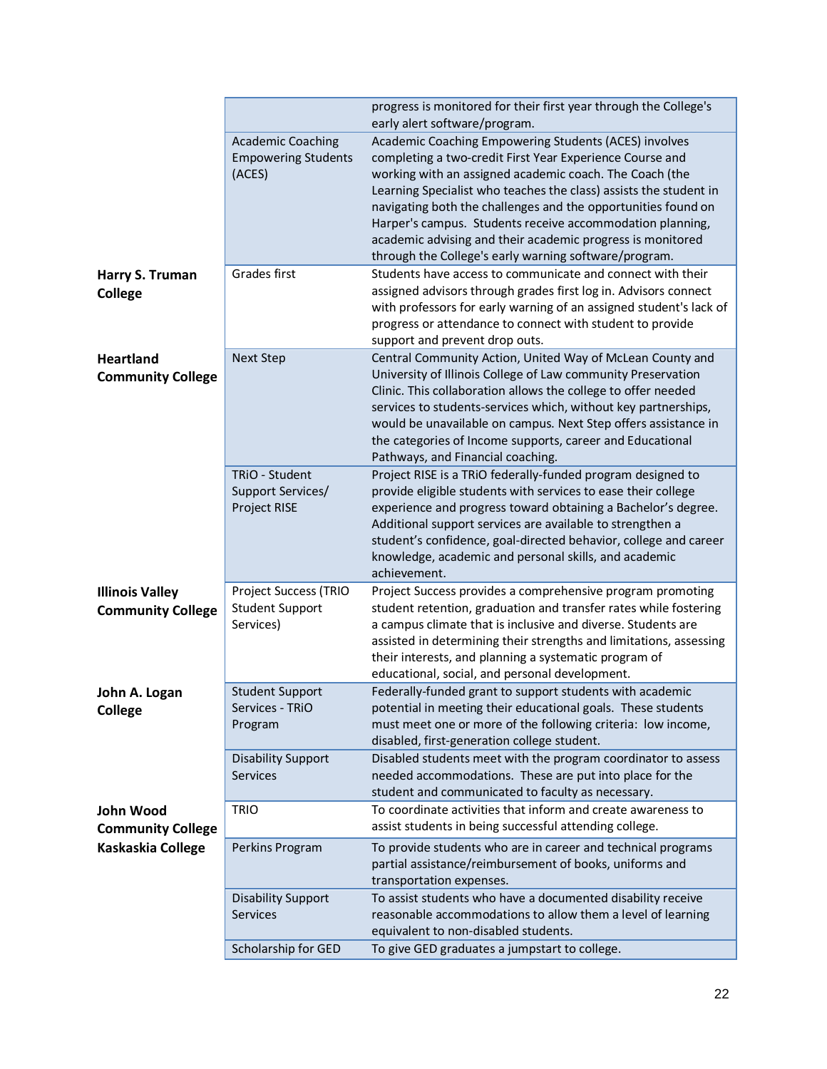| | | |
|---|---|---|
| | | progress is monitored for their first year through the College's early alert software/program. |
| | Academic Coaching Empowering Students (ACES) | Academic Coaching Empowering Students (ACES) involves completing a two-credit First Year Experience Course and working with an assigned academic coach. The Coach (the Learning Specialist who teaches the class) assists the student in navigating both the challenges and the opportunities found on Harper's campus. Students receive accommodation planning, academic advising and their academic progress is monitored through the College's early warning software/program. |
| **Harry S. Truman College** | Grades first | Students have access to communicate and connect with their assigned advisors through grades first log in. Advisors connect with professors for early warning of an assigned student's lack of progress or attendance to connect with student to provide support and prevent drop outs. |
| **Heartland Community College** | Next Step | Central Community Action, United Way of McLean County and University of Illinois College of Law community Preservation Clinic. This collaboration allows the college to offer needed services to students-services which, without key partnerships, would be unavailable on campus. Next Step offers assistance in the categories of Income supports, career and Educational Pathways, and Financial coaching. |
| | TRiO - Student Support Services/ Project RISE | Project RISE is a TRiO federally-funded program designed to provide eligible students with services to ease their college experience and progress toward obtaining a Bachelor's degree. Additional support services are available to strengthen a student's confidence, goal-directed behavior, college and career knowledge, academic and personal skills, and academic achievement. |
| **Illinois Valley Community College** | Project Success (TRIO Student Support Services) | Project Success provides a comprehensive program promoting student retention, graduation and transfer rates while fostering a campus climate that is inclusive and diverse. Students are assisted in determining their strengths and limitations, assessing their interests, and planning a systematic program of educational, social, and personal development. |
| **John A. Logan College** | Student Support Services - TRiO Program | Federally-funded grant to support students with academic potential in meeting their educational goals. These students must meet one or more of the following criteria: low income, disabled, first-generation college student. |
| | Disability Support Services | Disabled students meet with the program coordinator to assess needed accommodations. These are put into place for the student and communicated to faculty as necessary. |
| **John Wood Community College** | TRIO | To coordinate activities that inform and create awareness to assist students in being successful attending college. |
| **Kaskaskia College** | Perkins Program | To provide students who are in career and technical programs partial assistance/reimbursement of books, uniforms and transportation expenses. |
| | Disability Support Services | To assist students who have a documented disability receive reasonable accommodations to allow them a level of learning equivalent to non-disabled students. |
| | Scholarship for GED | To give GED graduates a jumpstart to college. |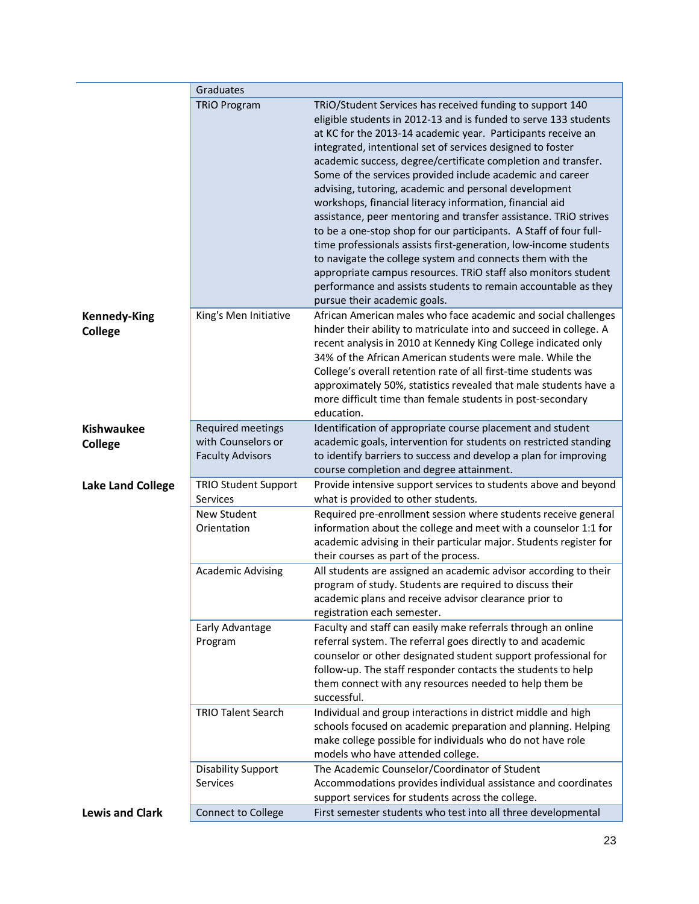| | | |
|---|---|---|
| | Graduates | |
| | TRiO Program | TRiO/Student Services has received funding to support 140 eligible students in 2012-13 and is funded to serve 133 students at KC for the 2013-14 academic year. Participants receive an integrated, intentional set of services designed to foster academic success, degree/certificate completion and transfer. Some of the services provided include academic and career advising, tutoring, academic and personal development workshops, financial literacy information, financial aid assistance, peer mentoring and transfer assistance. TRiO strives to be a one-stop shop for our participants. A Staff of four full-time professionals assists first-generation, low-income students to navigate the college system and connects them with the appropriate campus resources. TRiO staff also monitors student performance and assists students to remain accountable as they pursue their academic goals. |
| **Kennedy-King College** | King's Men Initiative | African American males who face academic and social challenges hinder their ability to matriculate into and succeed in college. A recent analysis in 2010 at Kennedy King College indicated only 34% of the African American students were male. While the College's overall retention rate of all first-time students was approximately 50%, statistics revealed that male students have a more difficult time than female students in post-secondary education. |
| **Kishwaukee College** | Required meetings with Counselors or Faculty Advisors | Identification of appropriate course placement and student academic goals, intervention for students on restricted standing to identify barriers to success and develop a plan for improving course completion and degree attainment. |
| **Lake Land College** | TRIO Student Support Services | Provide intensive support services to students above and beyond what is provided to other students. |
| | New Student Orientation | Required pre-enrollment session where students receive general information about the college and meet with a counselor 1:1 for academic advising in their particular major. Students register for their courses as part of the process. |
| | Academic Advising | All students are assigned an academic advisor according to their program of study. Students are required to discuss their academic plans and receive advisor clearance prior to registration each semester. |
| | Early Advantage Program | Faculty and staff can easily make referrals through an online referral system. The referral goes directly to and academic counselor or other designated student support professional for follow-up. The staff responder contacts the students to help them connect with any resources needed to help them be successful. |
| | TRIO Talent Search | Individual and group interactions in district middle and high schools focused on academic preparation and planning. Helping make college possible for individuals who do not have role models who have attended college. |
| | Disability Support Services | The Academic Counselor/Coordinator of Student Accommodations provides individual assistance and coordinates support services for students across the college. |
| **Lewis and Clark** | Connect to College | First semester students who test into all three developmental |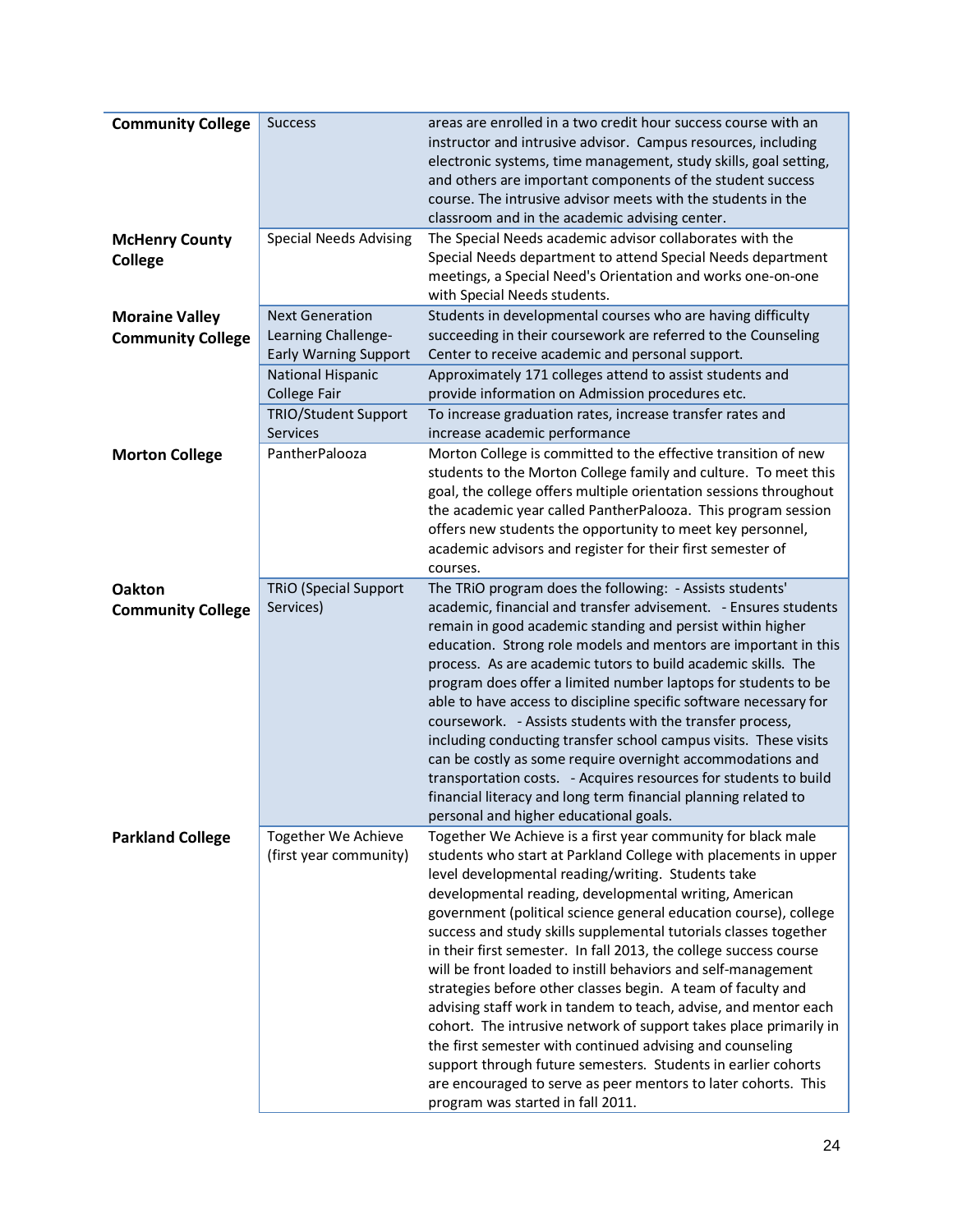| | | |
|---|---|---|
| **Community College** | Success | areas are enrolled in a two credit hour success course with an instructor and intrusive advisor. Campus resources, including electronic systems, time management, study skills, goal setting, and others are important components of the student success course. The intrusive advisor meets with the students in the classroom and in the academic advising center. |
| **McHenry County College** | Special Needs Advising | The Special Needs academic advisor collaborates with the Special Needs department to attend Special Needs department meetings, a Special Need's Orientation and works one-on-one with Special Needs students. |
| **Moraine Valley Community College** | Next Generation Learning Challenge-Early Warning Support | Students in developmental courses who are having difficulty succeeding in their coursework are referred to the Counseling Center to receive academic and personal support. |
| | National Hispanic College Fair | Approximately 171 colleges attend to assist students and provide information on Admission procedures etc. |
| | TRIO/Student Support Services | To increase graduation rates, increase transfer rates and increase academic performance |
| **Morton College** | PantherPalooza | Morton College is committed to the effective transition of new students to the Morton College family and culture. To meet this goal, the college offers multiple orientation sessions throughout the academic year called PantherPalooza. This program session offers new students the opportunity to meet key personnel, academic advisors and register for their first semester of courses. |
| **Oakton Community College** | TRiO (Special Support Services) | The TRiO program does the following: - Assists students' academic, financial and transfer advisement. - Ensures students remain in good academic standing and persist within higher education. Strong role models and mentors are important in this process. As are academic tutors to build academic skills. The program does offer a limited number laptops for students to be able to have access to discipline specific software necessary for coursework. - Assists students with the transfer process, including conducting transfer school campus visits. These visits can be costly as some require overnight accommodations and transportation costs. - Acquires resources for students to build financial literacy and long term financial planning related to personal and higher educational goals. |
| **Parkland College** | Together We Achieve (first year community) | Together We Achieve is a first year community for black male students who start at Parkland College with placements in upper level developmental reading/writing. Students take developmental reading, developmental writing, American government (political science general education course), college success and study skills supplemental tutorials classes together in their first semester. In fall 2013, the college success course will be front loaded to instill behaviors and self-management strategies before other classes begin. A team of faculty and advising staff work in tandem to teach, advise, and mentor each cohort. The intrusive network of support takes place primarily in the first semester with continued advising and counseling support through future semesters. Students in earlier cohorts are encouraged to serve as peer mentors to later cohorts. This program was started in fall 2011. |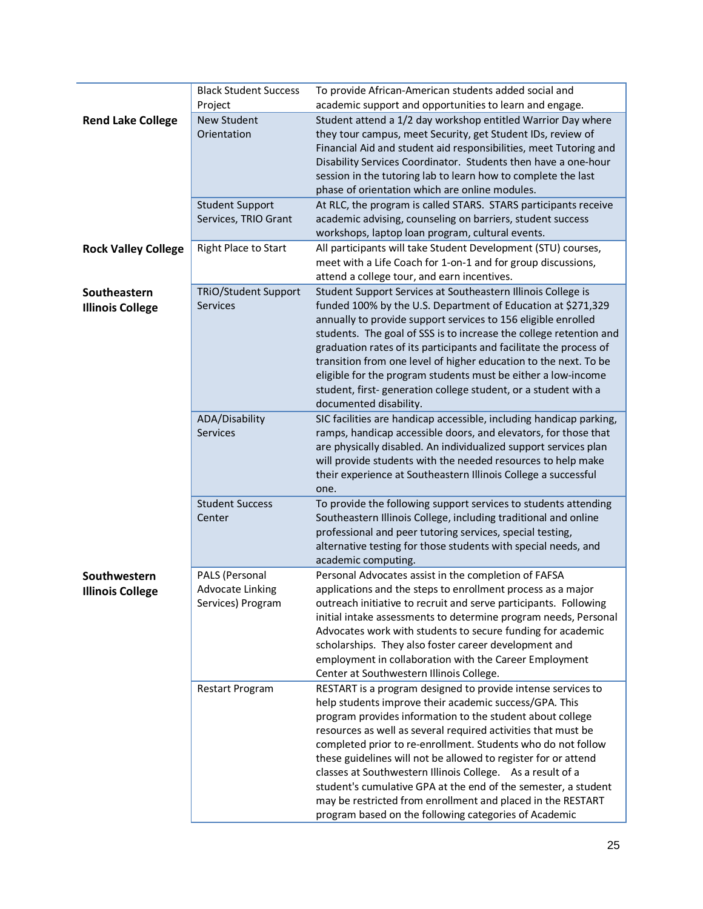| | | |
|---|---|---|
| **Rend Lake College** | Black Student Success Project | To provide African-American students added social and academic support and opportunities to learn and engage. |
| | New Student Orientation | Student attend a 1/2 day workshop entitled Warrior Day where they tour campus, meet Security, get Student IDs, review of Financial Aid and student aid responsibilities, meet Tutoring and Disability Services Coordinator. Students then have a one-hour session in the tutoring lab to learn how to complete the last phase of orientation which are online modules. |
| | Student Support Services, TRIO Grant | At RLC, the program is called STARS. STARS participants receive academic advising, counseling on barriers, student success workshops, laptop loan program, cultural events. |
| **Rock Valley College** | Right Place to Start | All participants will take Student Development (STU) courses, meet with a Life Coach for 1-on-1 and for group discussions, attend a college tour, and earn incentives. |
| **Southeastern Illinois College** | TRiO/Student Support Services | Student Support Services at Southeastern Illinois College is funded 100% by the U.S. Department of Education at $271,329 annually to provide support services to 156 eligible enrolled students. The goal of SSS is to increase the college retention and graduation rates of its participants and facilitate the process of transition from one level of higher education to the next. To be eligible for the program students must be either a low-income student, first- generation college student, or a student with a documented disability. |
| | ADA/Disability Services | SIC facilities are handicap accessible, including handicap parking, ramps, handicap accessible doors, and elevators, for those that are physically disabled. An individualized support services plan will provide students with the needed resources to help make their experience at Southeastern Illinois College a successful one. |
| | Student Success Center | To provide the following support services to students attending Southeastern Illinois College, including traditional and online professional and peer tutoring services, special testing, alternative testing for those students with special needs, and academic computing. |
| **Southwestern Illinois College** | PALS (Personal Advocate Linking Services) Program | Personal Advocates assist in the completion of FAFSA applications and the steps to enrollment process as a major outreach initiative to recruit and serve participants. Following initial intake assessments to determine program needs, Personal Advocates work with students to secure funding for academic scholarships. They also foster career development and employment in collaboration with the Career Employment Center at Southwestern Illinois College. |
| | Restart Program | RESTART is a program designed to provide intense services to help students improve their academic success/GPA. This program provides information to the student about college resources as well as several required activities that must be completed prior to re-enrollment. Students who do not follow these guidelines will not be allowed to register for or attend classes at Southwestern Illinois College. As a result of a student's cumulative GPA at the end of the semester, a student may be restricted from enrollment and placed in the RESTART program based on the following categories of Academic |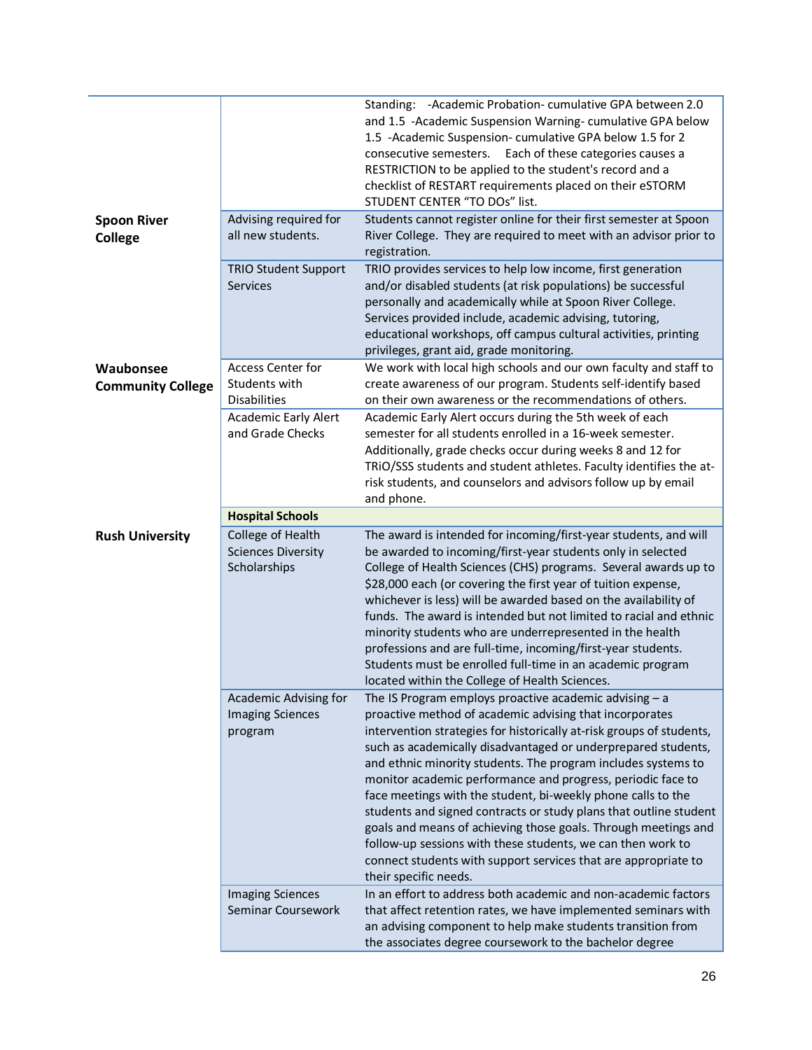| | | |
|---|---|---|
| | | Standing: -Academic Probation- cumulative GPA between 2.0 and 1.5 -Academic Suspension Warning- cumulative GPA below 1.5 -Academic Suspension- cumulative GPA below 1.5 for 2 consecutive semesters. Each of these categories causes a RESTRICTION to be applied to the student's record and a checklist of RESTART requirements placed on their eSTORM STUDENT CENTER "TO DOs" list. |
| **Spoon River College** | Advising required for all new students. | Students cannot register online for their first semester at Spoon River College. They are required to meet with an advisor prior to registration. |
| | TRIO Student Support Services | TRIO provides services to help low income, first generation and/or disabled students (at risk populations) be successful personally and academically while at Spoon River College. Services provided include, academic advising, tutoring, educational workshops, off campus cultural activities, printing privileges, grant aid, grade monitoring. |
| **Waubonsee Community College** | Access Center for Students with Disabilities | We work with local high schools and our own faculty and staff to create awareness of our program. Students self-identify based on their own awareness or the recommendations of others. |
| | Academic Early Alert and Grade Checks | Academic Early Alert occurs during the 5th week of each semester for all students enrolled in a 16-week semester. Additionally, grade checks occur during weeks 8 and 12 for TRiO/SSS students and student athletes. Faculty identifies the at-risk students, and counselors and advisors follow up by email and phone. |
| | **Hospital Schools** | |
| **Rush University** | College of Health Sciences Diversity Scholarships | The award is intended for incoming/first-year students, and will be awarded to incoming/first-year students only in selected College of Health Sciences (CHS) programs. Several awards up to $28,000 each (or covering the first year of tuition expense, whichever is less) will be awarded based on the availability of funds. The award is intended but not limited to racial and ethnic minority students who are underrepresented in the health professions and are full-time, incoming/first-year students. Students must be enrolled full-time in an academic program located within the College of Health Sciences. |
| | Academic Advising for Imaging Sciences program | The IS Program employs proactive academic advising – a proactive method of academic advising that incorporates intervention strategies for historically at-risk groups of students, such as academically disadvantaged or underprepared students, and ethnic minority students. The program includes systems to monitor academic performance and progress, periodic face to face meetings with the student, bi-weekly phone calls to the students and signed contracts or study plans that outline student goals and means of achieving those goals. Through meetings and follow-up sessions with these students, we can then work to connect students with support services that are appropriate to their specific needs. |
| | Imaging Sciences Seminar Coursework | In an effort to address both academic and non-academic factors that affect retention rates, we have implemented seminars with an advising component to help make students transition from the associates degree coursework to the bachelor degree |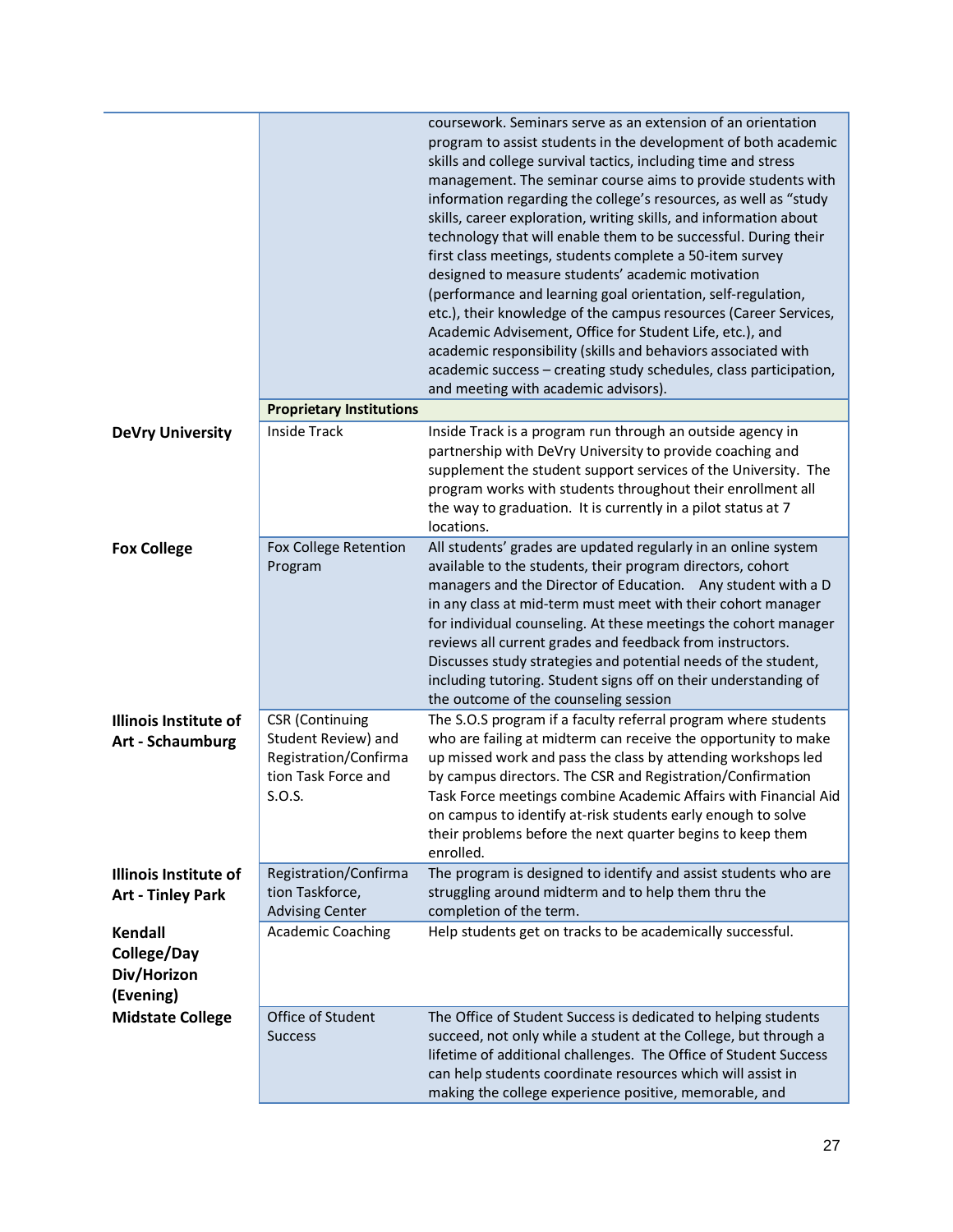| | | |
|---|---|---|
| | | coursework. Seminars serve as an extension of an orientation program to assist students in the development of both academic skills and college survival tactics, including time and stress management. The seminar course aims to provide students with information regarding the college's resources, as well as "study skills, career exploration, writing skills, and information about technology that will enable them to be successful. During their first class meetings, students complete a 50-item survey designed to measure students' academic motivation (performance and learning goal orientation, self-regulation, etc.), their knowledge of the campus resources (Career Services, Academic Advisement, Office for Student Life, etc.), and academic responsibility (skills and behaviors associated with academic success – creating study schedules, class participation, and meeting with academic advisors). |
| | **Proprietary Institutions** | |
| **DeVry University** | Inside Track | Inside Track is a program run through an outside agency in partnership with DeVry University to provide coaching and supplement the student support services of the University. The program works with students throughout their enrollment all the way to graduation. It is currently in a pilot status at 7 locations. |
| **Fox College** | Fox College Retention Program | All students' grades are updated regularly in an online system available to the students, their program directors, cohort managers and the Director of Education. Any student with a D in any class at mid-term must meet with their cohort manager for individual counseling. At these meetings the cohort manager reviews all current grades and feedback from instructors. Discusses study strategies and potential needs of the student, including tutoring. Student signs off on their understanding of the outcome of the counseling session |
| **Illinois Institute of Art - Schaumburg** | CSR (Continuing Student Review) and Registration/Confirmation Task Force and S.O.S. | The S.O.S program if a faculty referral program where students who are failing at midterm can receive the opportunity to make up missed work and pass the class by attending workshops led by campus directors. The CSR and Registration/Confirmation Task Force meetings combine Academic Affairs with Financial Aid on campus to identify at-risk students early enough to solve their problems before the next quarter begins to keep them enrolled. |
| **Illinois Institute of Art - Tinley Park** | Registration/Confirmation Taskforce, Advising Center | The program is designed to identify and assist students who are struggling around midterm and to help them thru the completion of the term. |
| **Kendall College/Day Div/Horizon (Evening)** | Academic Coaching | Help students get on tracks to be academically successful. |
| **Midstate College** | Office of Student Success | The Office of Student Success is dedicated to helping students succeed, not only while a student at the College, but through a lifetime of additional challenges. The Office of Student Success can help students coordinate resources which will assist in making the college experience positive, memorable, and |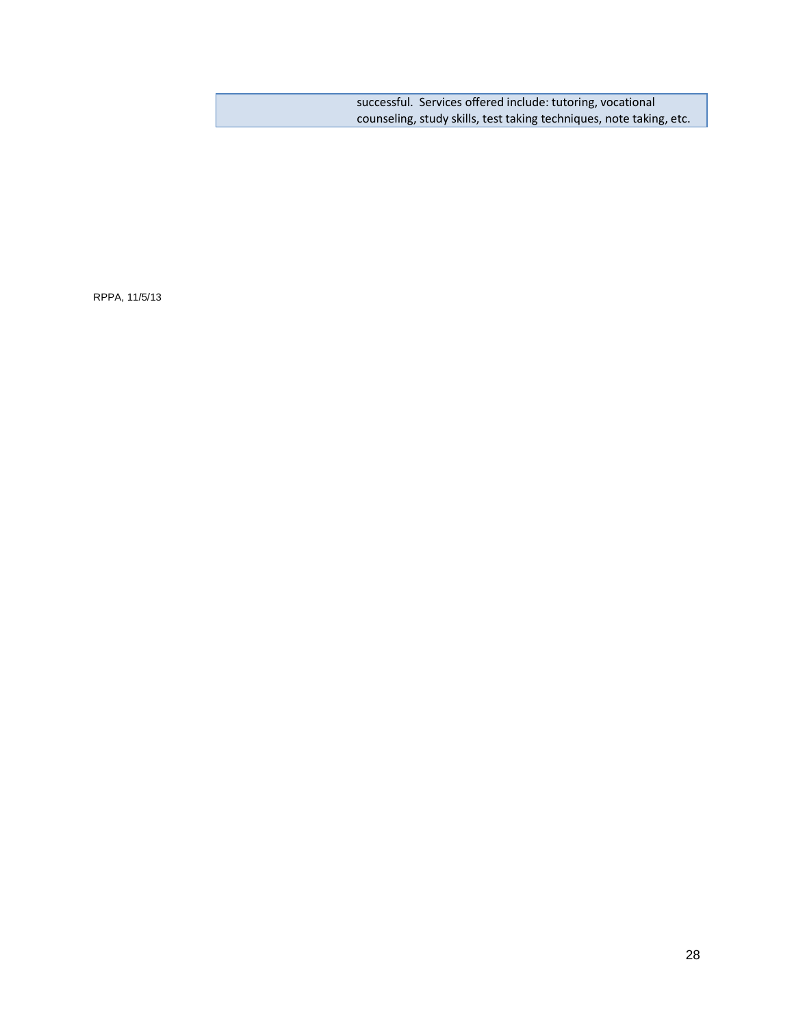| | |
|---|---|
| | successful. Services offered include: tutoring, vocational counseling, study skills, test taking techniques, note taking, etc. |